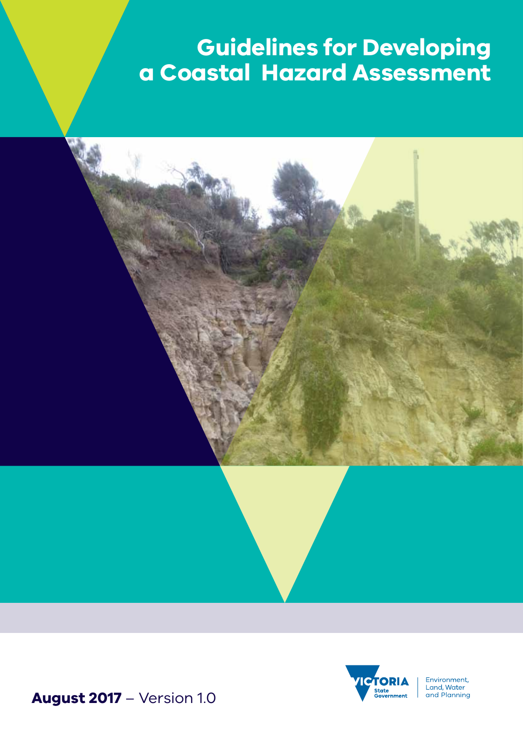# Guidelines for Developing a Coastal Hazard Assessment

**August 2017** – Version 1.0

VICTORIA State Government

Environment, Land, Water and Planning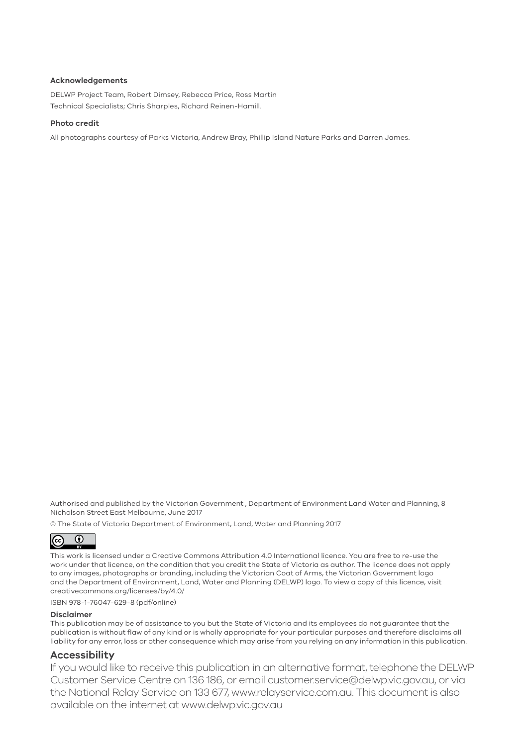**Acknowledgements**

DELWP Project Team, Robert Dimsey, Rebecca Price, Ross Martin
Technical Specialists; Chris Sharples, Richard Reinen-Hamill.

**Photo credit**

All photographs courtesy of Parks Victoria, Andrew Bray, Phillip Island Nature Parks and Darren James.

Authorised and published by the Victorian Government , Department of Environment Land Water and Planning, 8 Nicholson Street East Melbourne, June 2017

© The State of Victoria Department of Environment, Land, Water and Planning 2017

This work is licensed under a Creative Commons Attribution 4.0 International licence. You are free to re-use the work under that licence, on the condition that you credit the State of Victoria as author. The licence does not apply to any images, photographs or branding, including the Victorian Coat of Arms, the Victorian Government logo and the Department of Environment, Land, Water and Planning (DELWP) logo. To view a copy of this licence, visit creativecommons.org/licenses/by/4.0/

ISBN 978-1-76047-629-8 (pdf/online)

**Disclaimer**

This publication may be of assistance to you but the State of Victoria and its employees do not guarantee that the publication is without flaw of any kind or is wholly appropriate for your particular purposes and therefore disclaims all liability for any error, loss or other consequence which may arise from you relying on any information in this publication.

## Accessibility

If you would like to receive this publication in an alternative format, telephone the DELWP Customer Service Centre on 136 186, or email customer.service@delwp.vic.gov.au, or via the National Relay Service on 133 677, www.relayservice.com.au. This document is also available on the internet at www.delwp.vic.gov.au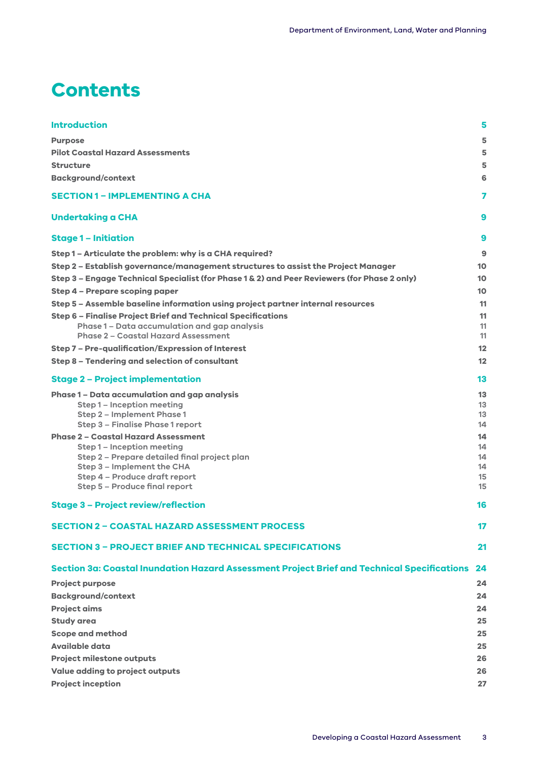# Contents

| | |
|---|---|
| **Introduction** | **5** |
| **Purpose** | **5** |
| **Pilot Coastal Hazard Assessments** | **5** |
| **Structure** | **5** |
| **Background/context** | **6** |
| **SECTION 1 – IMPLEMENTING A CHA** | **7** |
| **Undertaking a CHA** | **9** |
| **Stage 1 – Initiation** | **9** |
| **Step 1 – Articulate the problem: why is a CHA required?** | **9** |
| **Step 2 – Establish governance/management structures to assist the Project Manager** | **10** |
| **Step 3 – Engage Technical Specialist (for Phase 1 & 2) and Peer Reviewers (for Phase 2 only)** | **10** |
| **Step 4 – Prepare scoping paper** | **10** |
| **Step 5 – Assemble baseline information using project partner internal resources** | **11** |
| **Step 6 – Finalise Project Brief and Technical Specifications** | **11** |
| Phase 1 – Data accumulation and gap analysis | 11 |
| Phase 2 – Coastal Hazard Assessment | 11 |
| **Step 7 – Pre-qualification/Expression of Interest** | **12** |
| **Step 8 – Tendering and selection of consultant** | **12** |
| **Stage 2 – Project implementation** | **13** |
| **Phase 1 – Data accumulation and gap analysis** | **13** |
| Step 1 – Inception meeting | 13 |
| Step 2 – Implement Phase 1 | 13 |
| Step 3 – Finalise Phase 1 report | 14 |
| **Phase 2 – Coastal Hazard Assessment** | **14** |
| Step 1 – Inception meeting | 14 |
| Step 2 – Prepare detailed final project plan | 14 |
| Step 3 – Implement the CHA | 14 |
| Step 4 – Produce draft report | 15 |
| Step 5 – Produce final report | 15 |
| **Stage 3 – Project review/reflection** | **16** |
| **SECTION 2 – COASTAL HAZARD ASSESSMENT PROCESS** | **17** |
| **SECTION 3 – PROJECT BRIEF AND TECHNICAL SPECIFICATIONS** | **21** |
| **Section 3a: Coastal Inundation Hazard Assessment Project Brief and Technical Specifications** | **24** |
| **Project purpose** | **24** |
| **Background/context** | **24** |
| **Project aims** | **24** |
| **Study area** | **25** |
| **Scope and method** | **25** |
| **Available data** | **25** |
| **Project milestone outputs** | **26** |
| **Value adding to project outputs** | **26** |
| **Project inception** | **27** |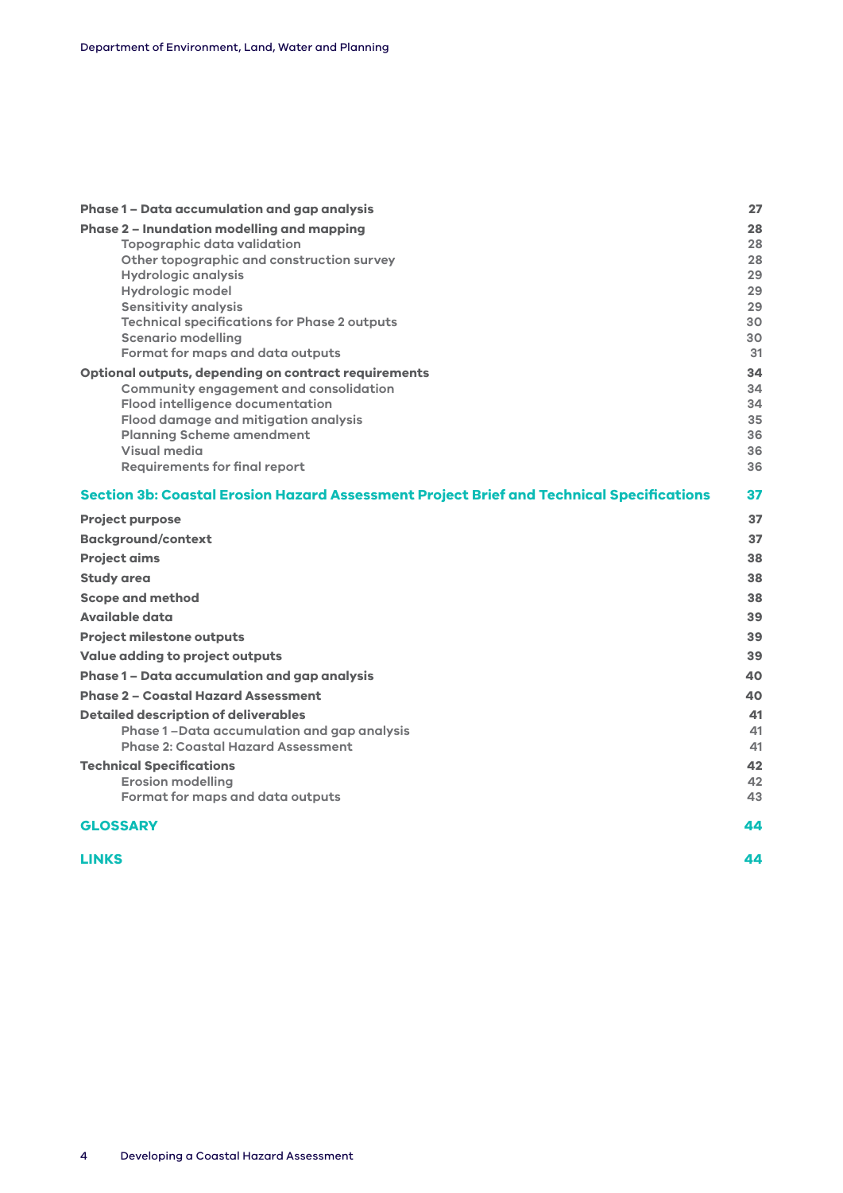| | |
|---|---|
| **Phase 1 – Data accumulation and gap analysis** | **27** |
| **Phase 2 – Inundation modelling and mapping** | **28** |
| Topographic data validation | 28 |
| Other topographic and construction survey | 28 |
| Hydrologic analysis | 29 |
| Hydrologic model | 29 |
| Sensitivity analysis | 29 |
| Technical specifications for Phase 2 outputs | 30 |
| Scenario modelling | 30 |
| Format for maps and data outputs | 31 |
| **Optional outputs, depending on contract requirements** | **34** |
| Community engagement and consolidation | 34 |
| Flood intelligence documentation | 34 |
| Flood damage and mitigation analysis | 35 |
| Planning Scheme amendment | 36 |
| Visual media | 36 |
| Requirements for final report | 36 |
| **Section 3b: Coastal Erosion Hazard Assessment Project Brief and Technical Specifications** | **37** |
| **Project purpose** | **37** |
| **Background/context** | **37** |
| **Project aims** | **38** |
| **Study area** | **38** |
| **Scope and method** | **38** |
| **Available data** | **39** |
| **Project milestone outputs** | **39** |
| **Value adding to project outputs** | **39** |
| **Phase 1 – Data accumulation and gap analysis** | **40** |
| **Phase 2 – Coastal Hazard Assessment** | **40** |
| **Detailed description of deliverables** | **41** |
| Phase 1 –Data accumulation and gap analysis | 41 |
| Phase 2: Coastal Hazard Assessment | 41 |
| **Technical Specifications** | **42** |
| Erosion modelling | 42 |
| Format for maps and data outputs | 43 |
| **GLOSSARY** | **44** |
| **LINKS** | **44** |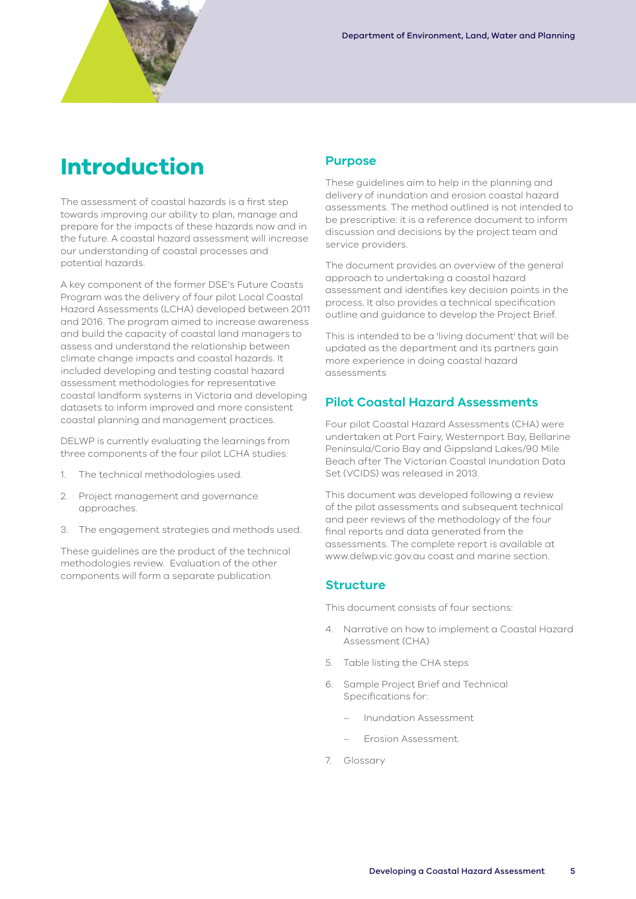# Introduction

The assessment of coastal hazards is a first step towards improving our ability to plan, manage and prepare for the impacts of these hazards now and in the future. A coastal hazard assessment will increase our understanding of coastal processes and potential hazards.

A key component of the former DSE's Future Coasts Program was the delivery of four pilot Local Coastal Hazard Assessments (LCHA) developed between 2011 and 2016. The program aimed to increase awareness and build the capacity of coastal land managers to assess and understand the relationship between climate change impacts and coastal hazards. It included developing and testing coastal hazard assessment methodologies for representative coastal landform systems in Victoria and developing datasets to inform improved and more consistent coastal planning and management practices.

DELWP is currently evaluating the learnings from three components of the four pilot LCHA studies:

1. The technical methodologies used.
2. Project management and governance approaches.
3. The engagement strategies and methods used.

These guidelines are the product of the technical methodologies review. Evaluation of the other components will form a separate publication.

## Purpose

These guidelines aim to help in the planning and delivery of inundation and erosion coastal hazard assessments. The method outlined is not intended to be prescriptive: it is a reference document to inform discussion and decisions by the project team and service providers.

The document provides an overview of the general approach to undertaking a coastal hazard assessment and identifies key decision points in the process. It also provides a technical specification outline and guidance to develop the Project Brief.

This is intended to be a 'living document' that will be updated as the department and its partners gain more experience in doing coastal hazard assessments

## Pilot Coastal Hazard Assessments

Four pilot Coastal Hazard Assessments (CHA) were undertaken at Port Fairy, Westernport Bay, Bellarine Peninsula/Corio Bay and Gippsland Lakes/90 Mile Beach after The Victorian Coastal Inundation Data Set (VCIDS) was released in 2013.

This document was developed following a review of the pilot assessments and subsequent technical and peer reviews of the methodology of the four final reports and data generated from the assessments. The complete report is available at www.delwp.vic.gov.au coast and marine section.

## Structure

This document consists of four sections:

4. Narrative on how to implement a Coastal Hazard Assessment (CHA)
5. Table listing the CHA steps
6. Sample Project Brief and Technical Specifications for:
   - Inundation Assessment
   - Erosion Assessment.
7. Glossary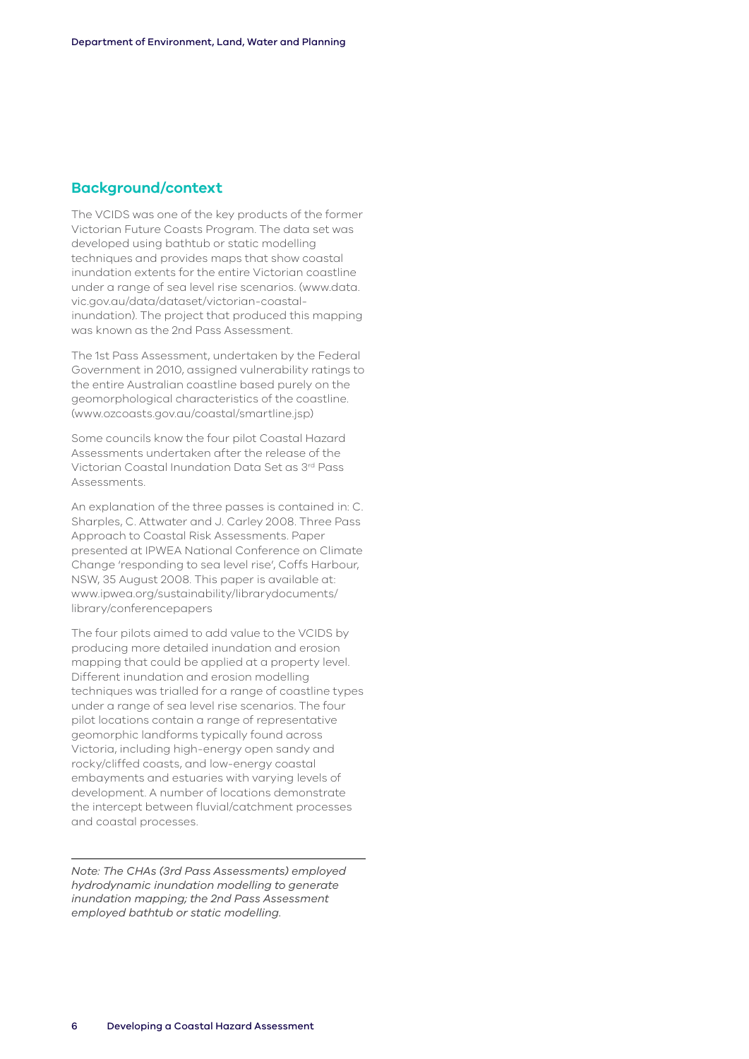## Background/context

The VCIDS was one of the key products of the former Victorian Future Coasts Program. The data set was developed using bathtub or static modelling techniques and provides maps that show coastal inundation extents for the entire Victorian coastline under a range of sea level rise scenarios. (www.data.vic.gov.au/data/dataset/victorian-coastal-inundation). The project that produced this mapping was known as the 2nd Pass Assessment.

The 1st Pass Assessment, undertaken by the Federal Government in 2010, assigned vulnerability ratings to the entire Australian coastline based purely on the geomorphological characteristics of the coastline. (www.ozcoasts.gov.au/coastal/smartline.jsp)

Some councils know the four pilot Coastal Hazard Assessments undertaken after the release of the Victorian Coastal Inundation Data Set as 3rd Pass Assessments.

An explanation of the three passes is contained in: C. Sharples, C. Attwater and J. Carley 2008. Three Pass Approach to Coastal Risk Assessments. Paper presented at IPWEA National Conference on Climate Change 'responding to sea level rise', Coffs Harbour, NSW, 35 August 2008. This paper is available at: www.ipwea.org/sustainability/librarydocuments/library/conferencepapers

The four pilots aimed to add value to the VCIDS by producing more detailed inundation and erosion mapping that could be applied at a property level. Different inundation and erosion modelling techniques was trialled for a range of coastline types under a range of sea level rise scenarios. The four pilot locations contain a range of representative geomorphic landforms typically found across Victoria, including high-energy open sandy and rocky/cliffed coasts, and low-energy coastal embayments and estuaries with varying levels of development. A number of locations demonstrate the intercept between fluvial/catchment processes and coastal processes.

---

*Note: The CHAs (3rd Pass Assessments) employed hydrodynamic inundation modelling to generate inundation mapping; the 2nd Pass Assessment employed bathtub or static modelling.*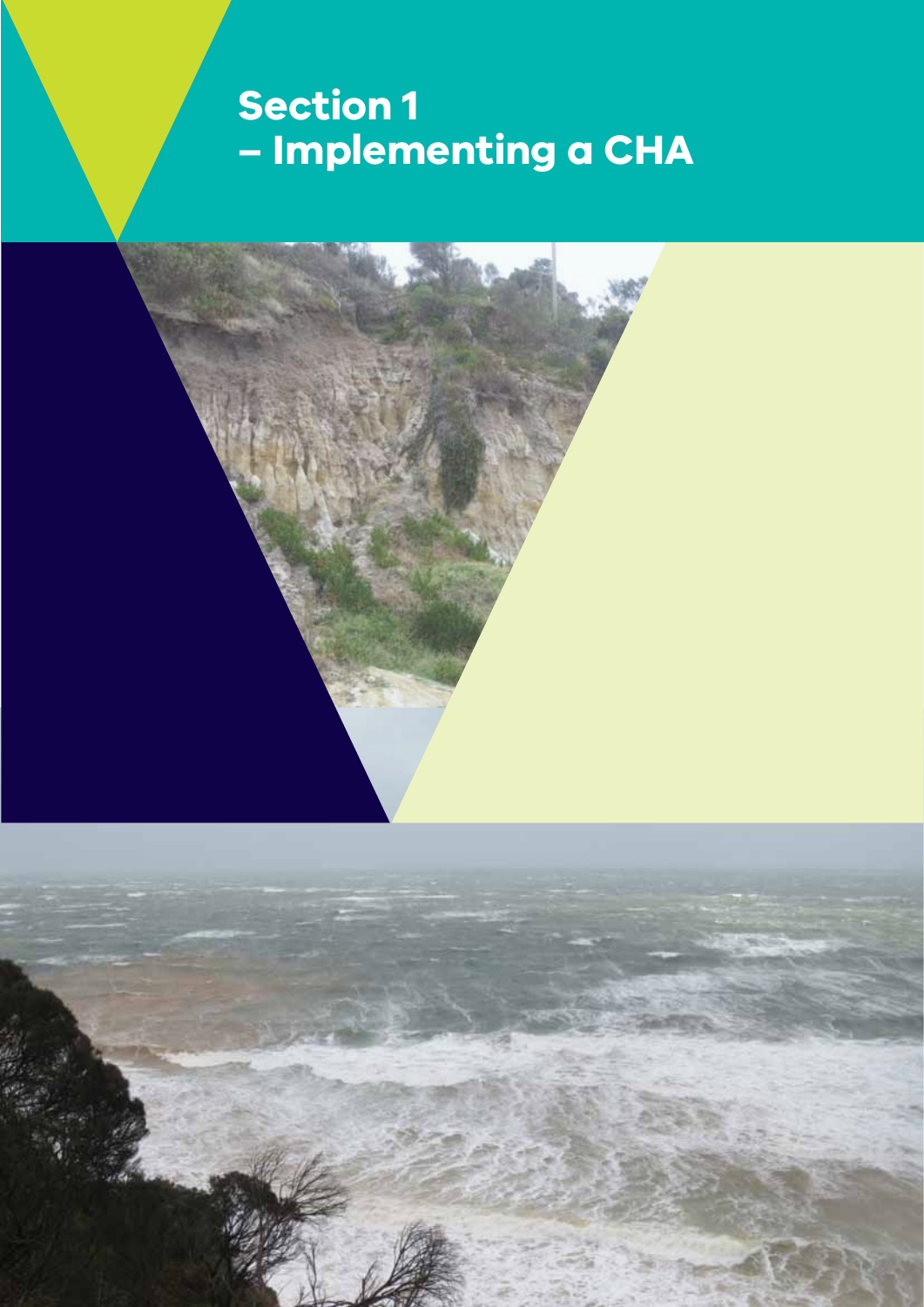# Section 1 – Implementing a CHA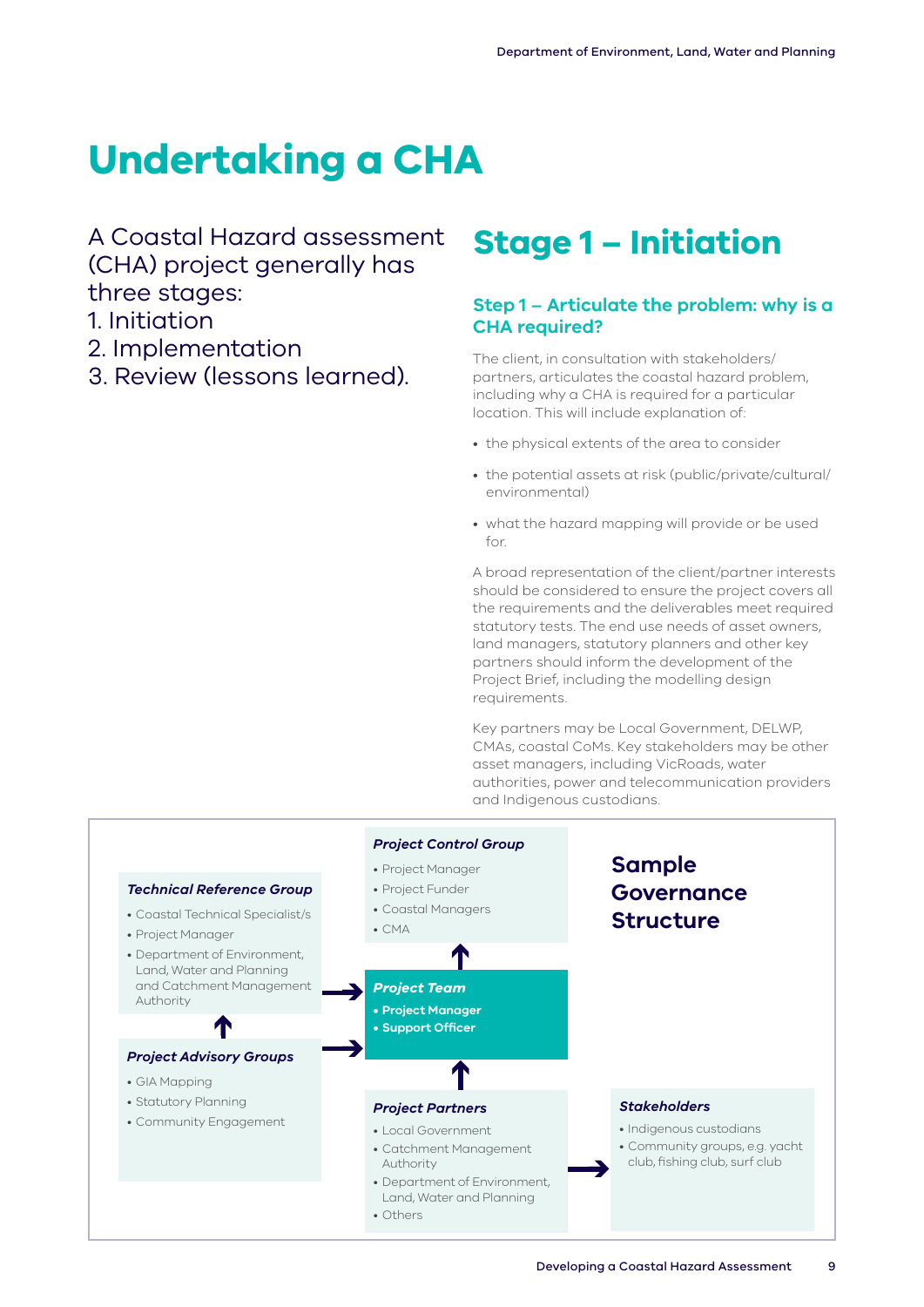# Undertaking a CHA

A Coastal Hazard assessment (CHA) project generally has three stages:

1. Initiation
2. Implementation
3. Review (lessons learned).

## Stage 1 – Initiation

### Step 1 – Articulate the problem: why is a CHA required?

The client, in consultation with stakeholders/ partners, articulates the coastal hazard problem, including why a CHA is required for a particular location. This will include explanation of:

- the physical extents of the area to consider
- the potential assets at risk (public/private/cultural/ environmental)
- what the hazard mapping will provide or be used for.

A broad representation of the client/partner interests should be considered to ensure the project covers all the requirements and the deliverables meet required statutory tests. The end use needs of asset owners, land managers, statutory planners and other key partners should inform the development of the Project Brief, including the modelling design requirements.

Key partners may be Local Government, DELWP, CMAs, coastal CoMs. Key stakeholders may be other asset managers, including VicRoads, water authorities, power and telecommunication providers and Indigenous custodians.

**Sample Governance Structure**

***Project Control Group***

- Project Manager
- Project Funder
- Coastal Managers
- CMA

***Technical Reference Group***

- Coastal Technical Specialist/s
- Project Manager
- Department of Environment, Land, Water and Planning and Catchment Management Authority

***Project Team***

- **Project Manager**
- **Support Officer**

***Project Advisory Groups***

- GIA Mapping
- Statutory Planning
- Community Engagement

***Project Partners***

- Local Government
- Catchment Management Authority
- Department of Environment, Land, Water and Planning
- Others

***Stakeholders***

- Indigenous custodians
- Community groups, e.g. yacht club, fishing club, surf club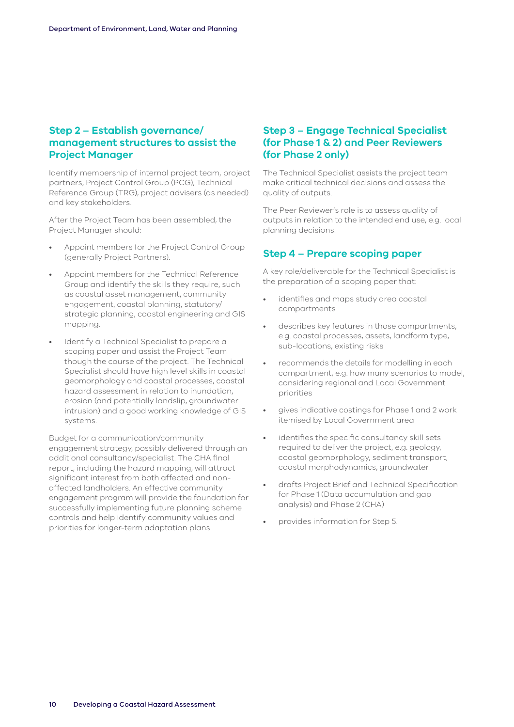## Step 2 – Establish governance/ management structures to assist the Project Manager

Identify membership of internal project team, project partners, Project Control Group (PCG), Technical Reference Group (TRG), project advisers (as needed) and key stakeholders.

After the Project Team has been assembled, the Project Manager should:

- Appoint members for the Project Control Group (generally Project Partners).
- Appoint members for the Technical Reference Group and identify the skills they require, such as coastal asset management, community engagement, coastal planning, statutory/ strategic planning, coastal engineering and GIS mapping.
- Identify a Technical Specialist to prepare a scoping paper and assist the Project Team though the course of the project. The Technical Specialist should have high level skills in coastal geomorphology and coastal processes, coastal hazard assessment in relation to inundation, erosion (and potentially landslip, groundwater intrusion) and a good working knowledge of GIS systems.

Budget for a communication/community engagement strategy, possibly delivered through an additional consultancy/specialist. The CHA final report, including the hazard mapping, will attract significant interest from both affected and non-affected landholders. An effective community engagement program will provide the foundation for successfully implementing future planning scheme controls and help identify community values and priorities for longer-term adaptation plans.

## Step 3 – Engage Technical Specialist (for Phase 1 & 2) and Peer Reviewers (for Phase 2 only)

The Technical Specialist assists the project team make critical technical decisions and assess the quality of outputs.

The Peer Reviewer's role is to assess quality of outputs in relation to the intended end use, e.g. local planning decisions.

## Step 4 – Prepare scoping paper

A key role/deliverable for the Technical Specialist is the preparation of a scoping paper that:

- identifies and maps study area coastal compartments
- describes key features in those compartments, e.g. coastal processes, assets, landform type, sub-locations, existing risks
- recommends the details for modelling in each compartment, e.g. how many scenarios to model, considering regional and Local Government priorities
- gives indicative costings for Phase 1 and 2 work itemised by Local Government area
- identifies the specific consultancy skill sets required to deliver the project, e.g. geology, coastal geomorphology, sediment transport, coastal morphodynamics, groundwater
- drafts Project Brief and Technical Specification for Phase 1 (Data accumulation and gap analysis) and Phase 2 (CHA)
- provides information for Step 5.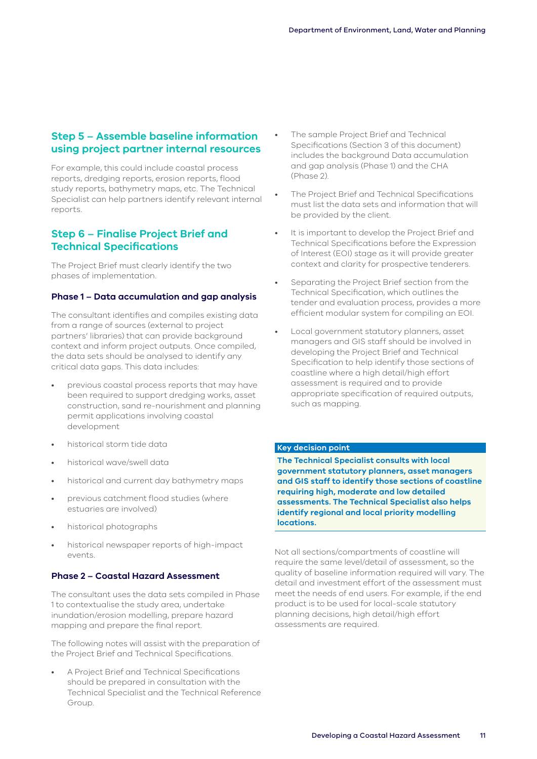## Step 5 – Assemble baseline information using project partner internal resources

For example, this could include coastal process reports, dredging reports, erosion reports, flood study reports, bathymetry maps, etc. The Technical Specialist can help partners identify relevant internal reports.

## Step 6 – Finalise Project Brief and Technical Specifications

The Project Brief must clearly identify the two phases of implementation.

### Phase 1 – Data accumulation and gap analysis

The consultant identifies and compiles existing data from a range of sources (external to project partners' libraries) that can provide background context and inform project outputs. Once compiled, the data sets should be analysed to identify any critical data gaps. This data includes:

- previous coastal process reports that may have been required to support dredging works, asset construction, sand re-nourishment and planning permit applications involving coastal development
- historical storm tide data
- historical wave/swell data
- historical and current day bathymetry maps
- previous catchment flood studies (where estuaries are involved)
- historical photographs
- historical newspaper reports of high-impact events.

### Phase 2 – Coastal Hazard Assessment

The consultant uses the data sets compiled in Phase 1 to contextualise the study area, undertake inundation/erosion modelling, prepare hazard mapping and prepare the final report.

The following notes will assist with the preparation of the Project Brief and Technical Specifications.

- A Project Brief and Technical Specifications should be prepared in consultation with the Technical Specialist and the Technical Reference Group.
- The sample Project Brief and Technical Specifications (Section 3 of this document) includes the background Data accumulation and gap analysis (Phase 1) and the CHA (Phase 2).
- The Project Brief and Technical Specifications must list the data sets and information that will be provided by the client.
- It is important to develop the Project Brief and Technical Specifications before the Expression of Interest (EOI) stage as it will provide greater context and clarity for prospective tenderers.
- Separating the Project Brief section from the Technical Specification, which outlines the tender and evaluation process, provides a more efficient modular system for compiling an EOI.
- Local government statutory planners, asset managers and GIS staff should be involved in developing the Project Brief and Technical Specification to help identify those sections of coastline where a high detail/high effort assessment is required and to provide appropriate specification of required outputs, such as mapping.

**Key decision point**

**The Technical Specialist consults with local government statutory planners, asset managers and GIS staff to identify those sections of coastline requiring high, moderate and low detailed assessments. The Technical Specialist also helps identify regional and local priority modelling locations.**

Not all sections/compartments of coastline will require the same level/detail of assessment, so the quality of baseline information required will vary. The detail and investment effort of the assessment must meet the needs of end users. For example, if the end product is to be used for local-scale statutory planning decisions, high detail/high effort assessments are required.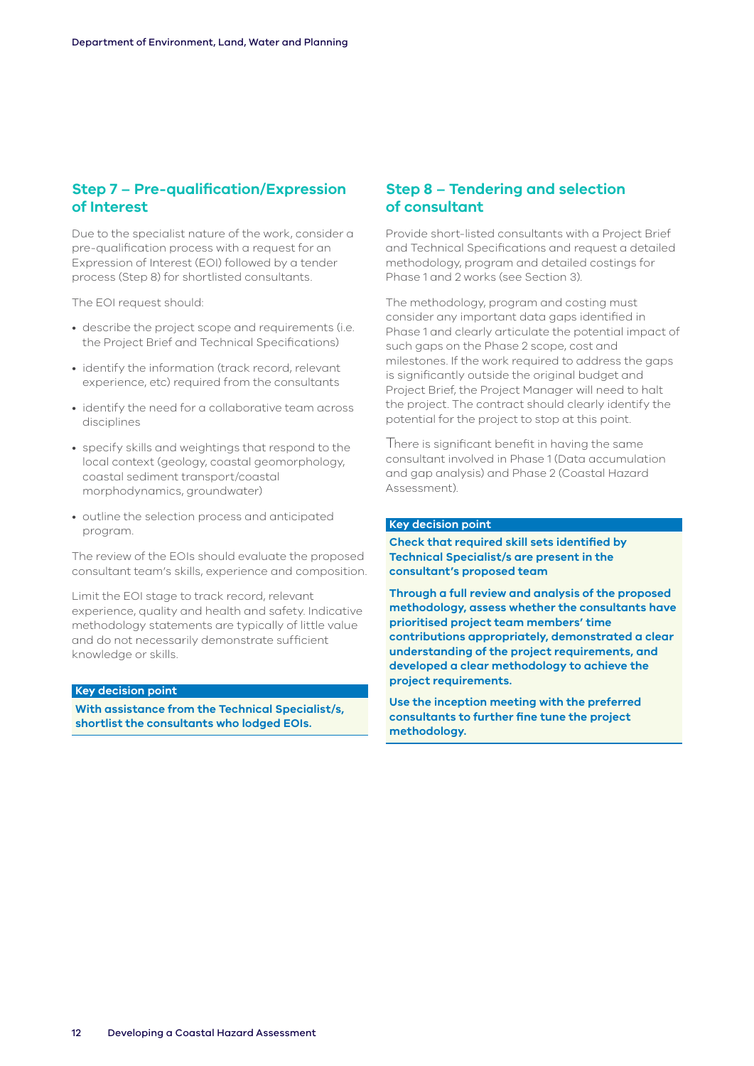## Step 7 – Pre-qualification/Expression of Interest

Due to the specialist nature of the work, consider a pre-qualification process with a request for an Expression of Interest (EOI) followed by a tender process (Step 8) for shortlisted consultants.

The EOI request should:

- describe the project scope and requirements (i.e. the Project Brief and Technical Specifications)
- identify the information (track record, relevant experience, etc) required from the consultants
- identify the need for a collaborative team across disciplines
- specify skills and weightings that respond to the local context (geology, coastal geomorphology, coastal sediment transport/coastal morphodynamics, groundwater)
- outline the selection process and anticipated program.

The review of the EOIs should evaluate the proposed consultant team's skills, experience and composition.

Limit the EOI stage to track record, relevant experience, quality and health and safety. Indicative methodology statements are typically of little value and do not necessarily demonstrate sufficient knowledge or skills.

**Key decision point**

**With assistance from the Technical Specialist/s, shortlist the consultants who lodged EOIs.**

## Step 8 – Tendering and selection of consultant

Provide short-listed consultants with a Project Brief and Technical Specifications and request a detailed methodology, program and detailed costings for Phase 1 and 2 works (see Section 3).

The methodology, program and costing must consider any important data gaps identified in Phase 1 and clearly articulate the potential impact of such gaps on the Phase 2 scope, cost and milestones. If the work required to address the gaps is significantly outside the original budget and Project Brief, the Project Manager will need to halt the project. The contract should clearly identify the potential for the project to stop at this point.

There is significant benefit in having the same consultant involved in Phase 1 (Data accumulation and gap analysis) and Phase 2 (Coastal Hazard Assessment).

**Key decision point**

**Check that required skill sets identified by Technical Specialist/s are present in the consultant's proposed team**

**Through a full review and analysis of the proposed methodology, assess whether the consultants have prioritised project team members' time contributions appropriately, demonstrated a clear understanding of the project requirements, and developed a clear methodology to achieve the project requirements.**

**Use the inception meeting with the preferred consultants to further fine tune the project methodology.**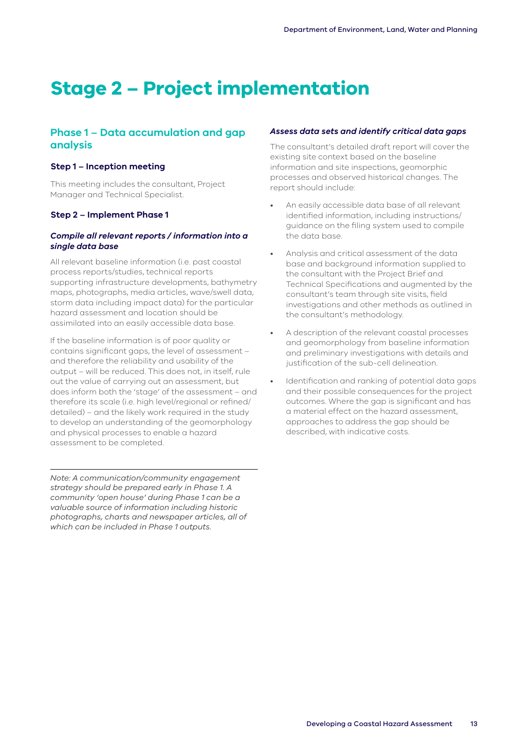# Stage 2 – Project implementation

## Phase 1 – Data accumulation and gap analysis

### Step 1 – Inception meeting

This meeting includes the consultant, Project Manager and Technical Specialist.

### Step 2 – Implement Phase 1

#### *Compile all relevant reports / information into a single data base*

All relevant baseline information (i.e. past coastal process reports/studies, technical reports supporting infrastructure developments, bathymetry maps, photographs, media articles, wave/swell data, storm data including impact data) for the particular hazard assessment and location should be assimilated into an easily accessible data base.

If the baseline information is of poor quality or contains significant gaps, the level of assessment – and therefore the reliability and usability of the output – will be reduced. This does not, in itself, rule out the value of carrying out an assessment, but does inform both the 'stage' of the assessment – and therefore its scale (i.e. high level/regional or refined/detailed) – and the likely work required in the study to develop an understanding of the geomorphology and physical processes to enable a hazard assessment to be completed.

*Note: A communication/community engagement strategy should be prepared early in Phase 1. A community 'open house' during Phase 1 can be a valuable source of information including historic photographs, charts and newspaper articles, all of which can be included in Phase 1 outputs.*

#### *Assess data sets and identify critical data gaps*

The consultant's detailed draft report will cover the existing site context based on the baseline information and site inspections, geomorphic processes and observed historical changes. The report should include:

- An easily accessible data base of all relevant identified information, including instructions/guidance on the filing system used to compile the data base.
- Analysis and critical assessment of the data base and background information supplied to the consultant with the Project Brief and Technical Specifications and augmented by the consultant's team through site visits, field investigations and other methods as outlined in the consultant's methodology.
- A description of the relevant coastal processes and geomorphology from baseline information and preliminary investigations with details and justification of the sub-cell delineation.
- Identification and ranking of potential data gaps and their possible consequences for the project outcomes. Where the gap is significant and has a material effect on the hazard assessment, approaches to address the gap should be described, with indicative costs.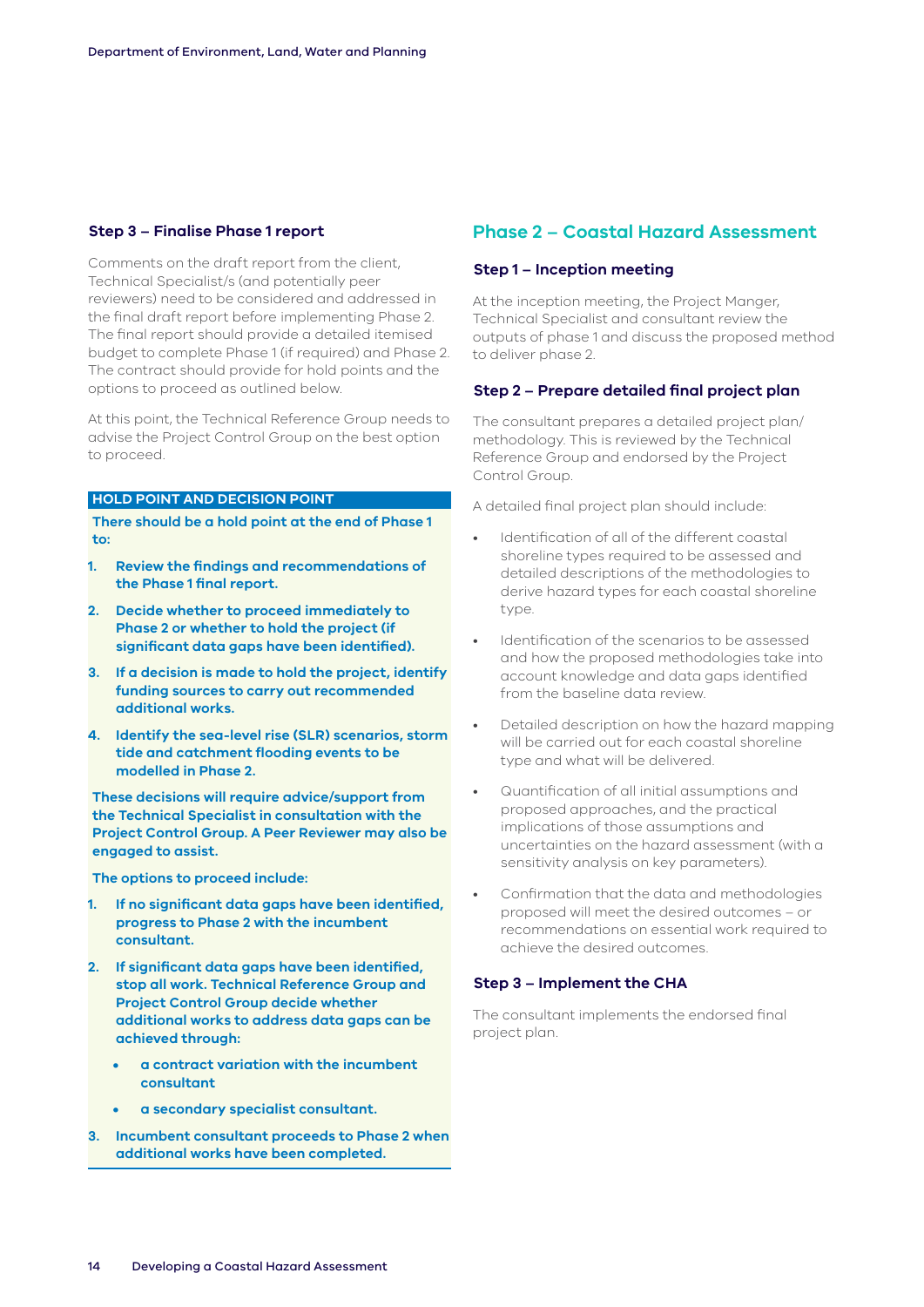### Step 3 – Finalise Phase 1 report

Comments on the draft report from the client, Technical Specialist/s (and potentially peer reviewers) need to be considered and addressed in the final draft report before implementing Phase 2. The final report should provide a detailed itemised budget to complete Phase 1 (if required) and Phase 2. The contract should provide for hold points and the options to proceed as outlined below.

At this point, the Technical Reference Group needs to advise the Project Control Group on the best option to proceed.

**HOLD POINT AND DECISION POINT**

**There should be a hold point at the end of Phase 1 to:**

1. **Review the findings and recommendations of the Phase 1 final report.**
2. **Decide whether to proceed immediately to Phase 2 or whether to hold the project (if significant data gaps have been identified).**
3. **If a decision is made to hold the project, identify funding sources to carry out recommended additional works.**
4. **Identify the sea-level rise (SLR) scenarios, storm tide and catchment flooding events to be modelled in Phase 2.**

**These decisions will require advice/support from the Technical Specialist in consultation with the Project Control Group. A Peer Reviewer may also be engaged to assist.**

**The options to proceed include:**

1. **If no significant data gaps have been identified, progress to Phase 2 with the incumbent consultant.**
2. **If significant data gaps have been identified, stop all work. Technical Reference Group and Project Control Group decide whether additional works to address data gaps can be achieved through:**
   - **a contract variation with the incumbent consultant**
   - **a secondary specialist consultant.**
3. **Incumbent consultant proceeds to Phase 2 when additional works have been completed.**

## Phase 2 – Coastal Hazard Assessment

### Step 1 – Inception meeting

At the inception meeting, the Project Manger, Technical Specialist and consultant review the outputs of phase 1 and discuss the proposed method to deliver phase 2.

### Step 2 – Prepare detailed final project plan

The consultant prepares a detailed project plan/ methodology. This is reviewed by the Technical Reference Group and endorsed by the Project Control Group.

A detailed final project plan should include:

- Identification of all of the different coastal shoreline types required to be assessed and detailed descriptions of the methodologies to derive hazard types for each coastal shoreline type.
- Identification of the scenarios to be assessed and how the proposed methodologies take into account knowledge and data gaps identified from the baseline data review.
- Detailed description on how the hazard mapping will be carried out for each coastal shoreline type and what will be delivered.
- Quantification of all initial assumptions and proposed approaches, and the practical implications of those assumptions and uncertainties on the hazard assessment (with a sensitivity analysis on key parameters).
- Confirmation that the data and methodologies proposed will meet the desired outcomes – or recommendations on essential work required to achieve the desired outcomes.

### Step 3 – Implement the CHA

The consultant implements the endorsed final project plan.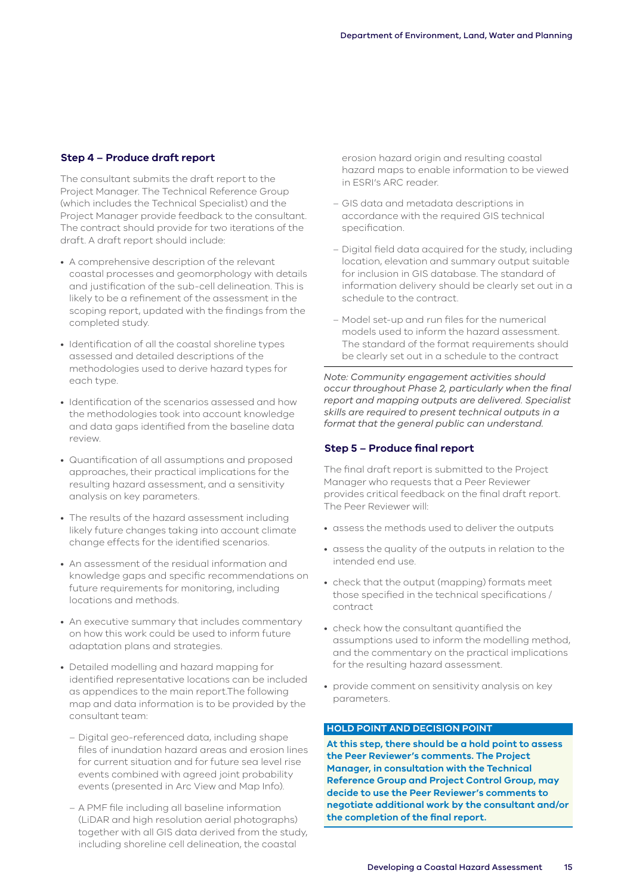### Step 4 – Produce draft report

The consultant submits the draft report to the Project Manager. The Technical Reference Group (which includes the Technical Specialist) and the Project Manager provide feedback to the consultant. The contract should provide for two iterations of the draft. A draft report should include:

- A comprehensive description of the relevant coastal processes and geomorphology with details and justification of the sub-cell delineation. This is likely to be a refinement of the assessment in the scoping report, updated with the findings from the completed study.
- Identification of all the coastal shoreline types assessed and detailed descriptions of the methodologies used to derive hazard types for each type.
- Identification of the scenarios assessed and how the methodologies took into account knowledge and data gaps identified from the baseline data review.
- Quantification of all assumptions and proposed approaches, their practical implications for the resulting hazard assessment, and a sensitivity analysis on key parameters.
- The results of the hazard assessment including likely future changes taking into account climate change effects for the identified scenarios.
- An assessment of the residual information and knowledge gaps and specific recommendations on future requirements for monitoring, including locations and methods.
- An executive summary that includes commentary on how this work could be used to inform future adaptation plans and strategies.
- Detailed modelling and hazard mapping for identified representative locations can be included as appendices to the main report.The following map and data information is to be provided by the consultant team:
  - Digital geo-referenced data, including shape files of inundation hazard areas and erosion lines for current situation and for future sea level rise events combined with agreed joint probability events (presented in Arc View and Map Info).
  - A PMF file including all baseline information (LiDAR and high resolution aerial photographs) together with all GIS data derived from the study, including shoreline cell delineation, the coastal erosion hazard origin and resulting coastal hazard maps to enable information to be viewed in ESRI's ARC reader.
  - GIS data and metadata descriptions in accordance with the required GIS technical specification.
  - Digital field data acquired for the study, including location, elevation and summary output suitable for inclusion in GIS database. The standard of information delivery should be clearly set out in a schedule to the contract.
  - Model set-up and run files for the numerical models used to inform the hazard assessment. The standard of the format requirements should be clearly set out in a schedule to the contract

*Note: Community engagement activities should occur throughout Phase 2, particularly when the final report and mapping outputs are delivered. Specialist skills are required to present technical outputs in a format that the general public can understand.*

### Step 5 – Produce final report

The final draft report is submitted to the Project Manager who requests that a Peer Reviewer provides critical feedback on the final draft report. The Peer Reviewer will:

- assess the methods used to deliver the outputs
- assess the quality of the outputs in relation to the intended end use.
- check that the output (mapping) formats meet those specified in the technical specifications / contract
- check how the consultant quantified the assumptions used to inform the modelling method, and the commentary on the practical implications for the resulting hazard assessment.
- provide comment on sensitivity analysis on key parameters.

**HOLD POINT AND DECISION POINT**

**At this step, there should be a hold point to assess the Peer Reviewer's comments. The Project Manager, in consultation with the Technical Reference Group and Project Control Group, may decide to use the Peer Reviewer's comments to negotiate additional work by the consultant and/or the completion of the final report.**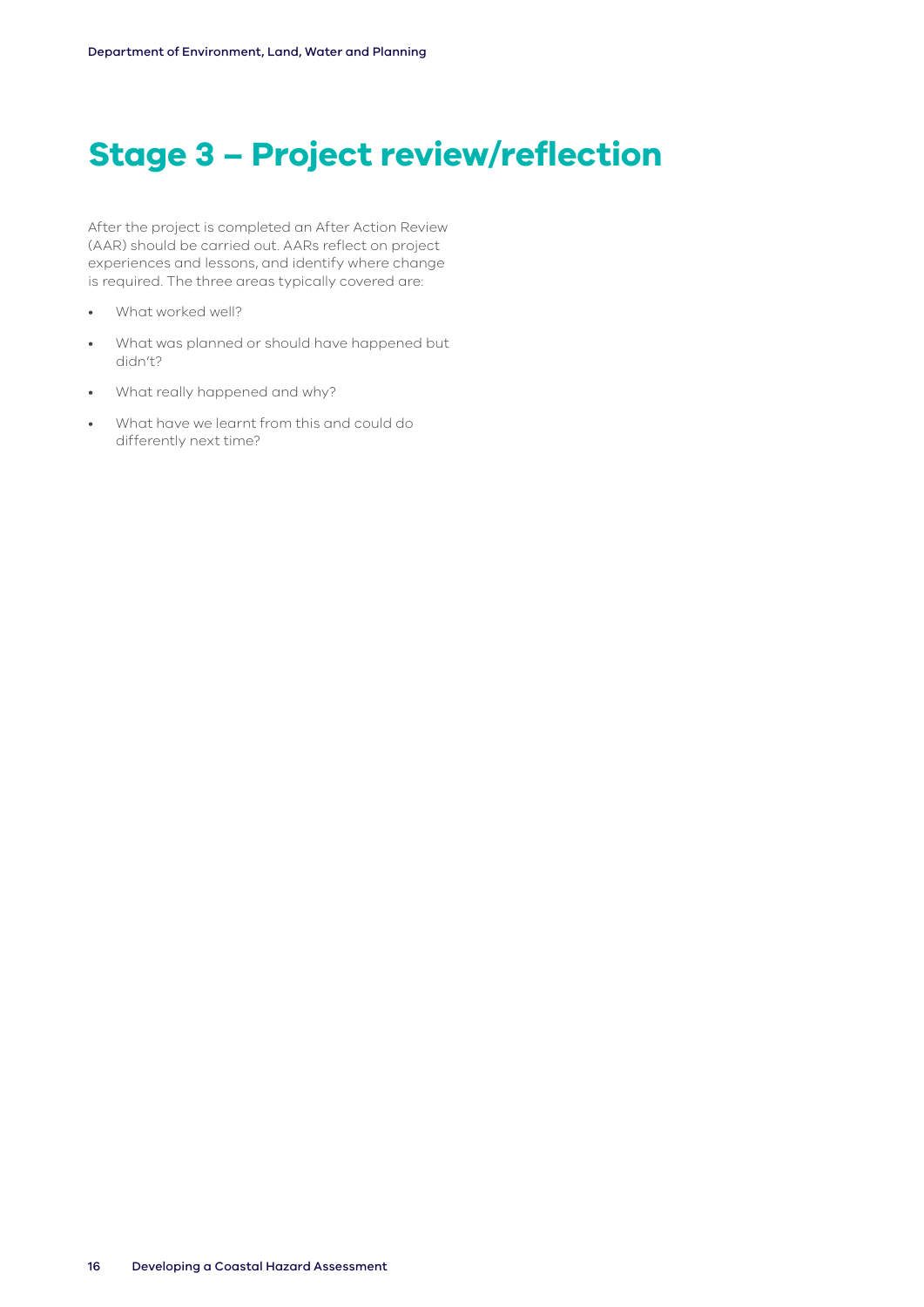# Stage 3 – Project review/reflection

After the project is completed an After Action Review (AAR) should be carried out. AARs reflect on project experiences and lessons, and identify where change is required. The three areas typically covered are:

- What worked well?
- What was planned or should have happened but didn't?
- What really happened and why?
- What have we learnt from this and could do differently next time?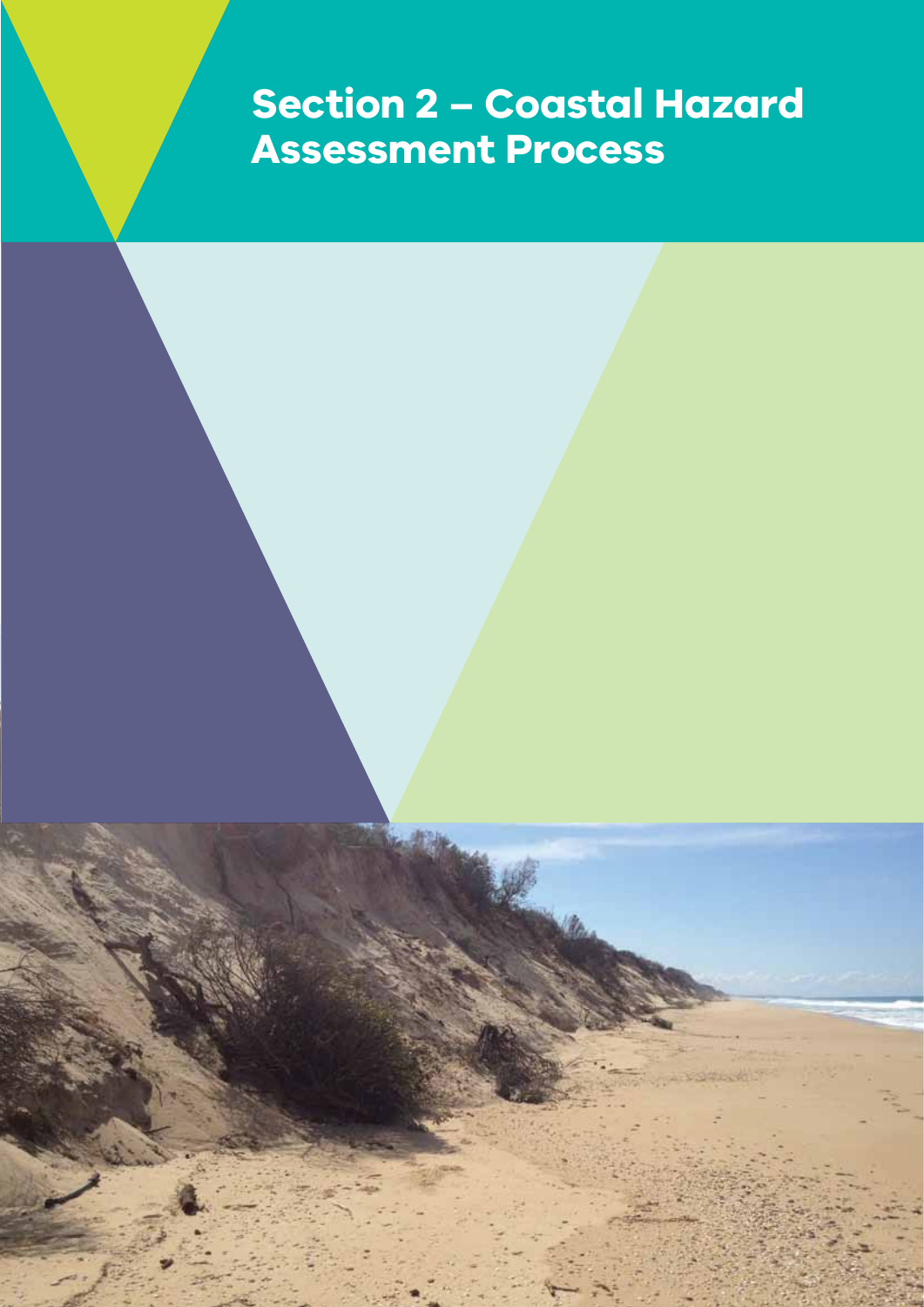# Section 2 – Coastal Hazard Assessment Process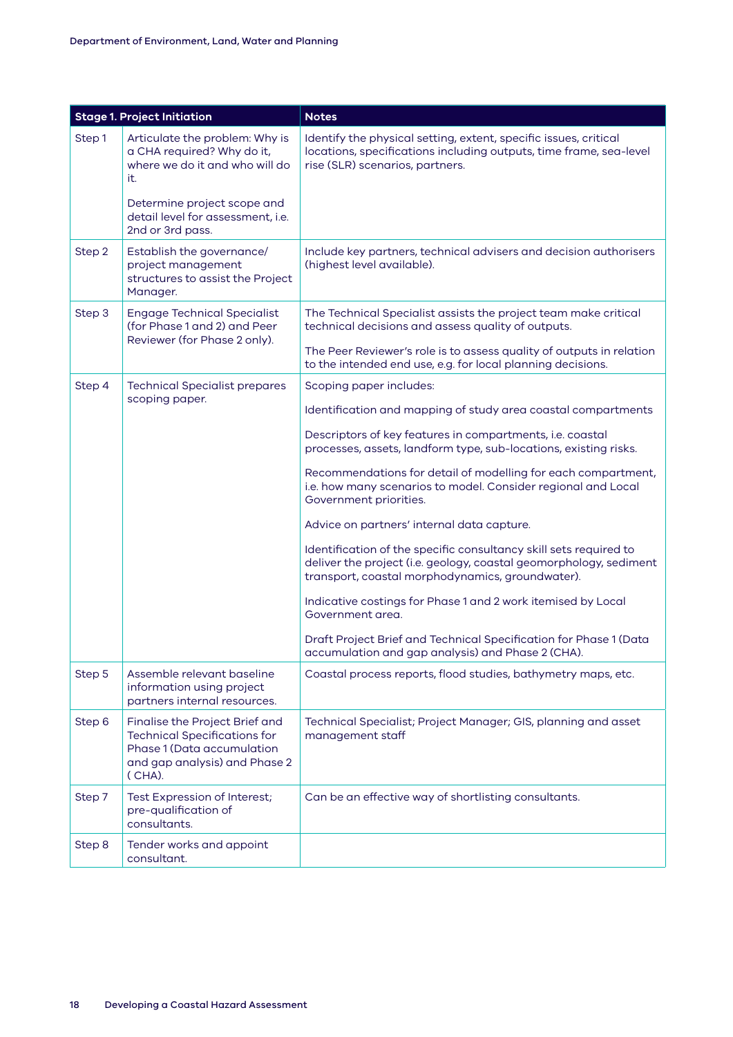| Stage 1. Project Initiation | | Notes |
|---|---|---|
| Step 1 | Articulate the problem: Why is a CHA required? Why do it, where we do it and who will do it.<br><br>Determine project scope and detail level for assessment, i.e. 2nd or 3rd pass. | Identify the physical setting, extent, specific issues, critical locations, specifications including outputs, time frame, sea-level rise (SLR) scenarios, partners. |
| Step 2 | Establish the governance/ project management structures to assist the Project Manager. | Include key partners, technical advisers and decision authorisers (highest level available). |
| Step 3 | Engage Technical Specialist (for Phase 1 and 2) and Peer Reviewer (for Phase 2 only). | The Technical Specialist assists the project team make critical technical decisions and assess quality of outputs.<br><br>The Peer Reviewer's role is to assess quality of outputs in relation to the intended end use, e.g. for local planning decisions. |
| Step 4 | Technical Specialist prepares scoping paper. | Scoping paper includes:<br><br>Identification and mapping of study area coastal compartments<br><br>Descriptors of key features in compartments, i.e. coastal processes, assets, landform type, sub-locations, existing risks.<br><br>Recommendations for detail of modelling for each compartment, i.e. how many scenarios to model. Consider regional and Local Government priorities.<br><br>Advice on partners' internal data capture.<br><br>Identification of the specific consultancy skill sets required to deliver the project (i.e. geology, coastal geomorphology, sediment transport, coastal morphodynamics, groundwater).<br><br>Indicative costings for Phase 1 and 2 work itemised by Local Government area.<br><br>Draft Project Brief and Technical Specification for Phase 1 (Data accumulation and gap analysis) and Phase 2 (CHA). |
| Step 5 | Assemble relevant baseline information using project partners internal resources. | Coastal process reports, flood studies, bathymetry maps, etc. |
| Step 6 | Finalise the Project Brief and Technical Specifications for Phase 1 (Data accumulation and gap analysis) and Phase 2 ( CHA). | Technical Specialist; Project Manager; GIS, planning and asset management staff |
| Step 7 | Test Expression of Interest; pre-qualification of consultants. | Can be an effective way of shortlisting consultants. |
| Step 8 | Tender works and appoint consultant. | |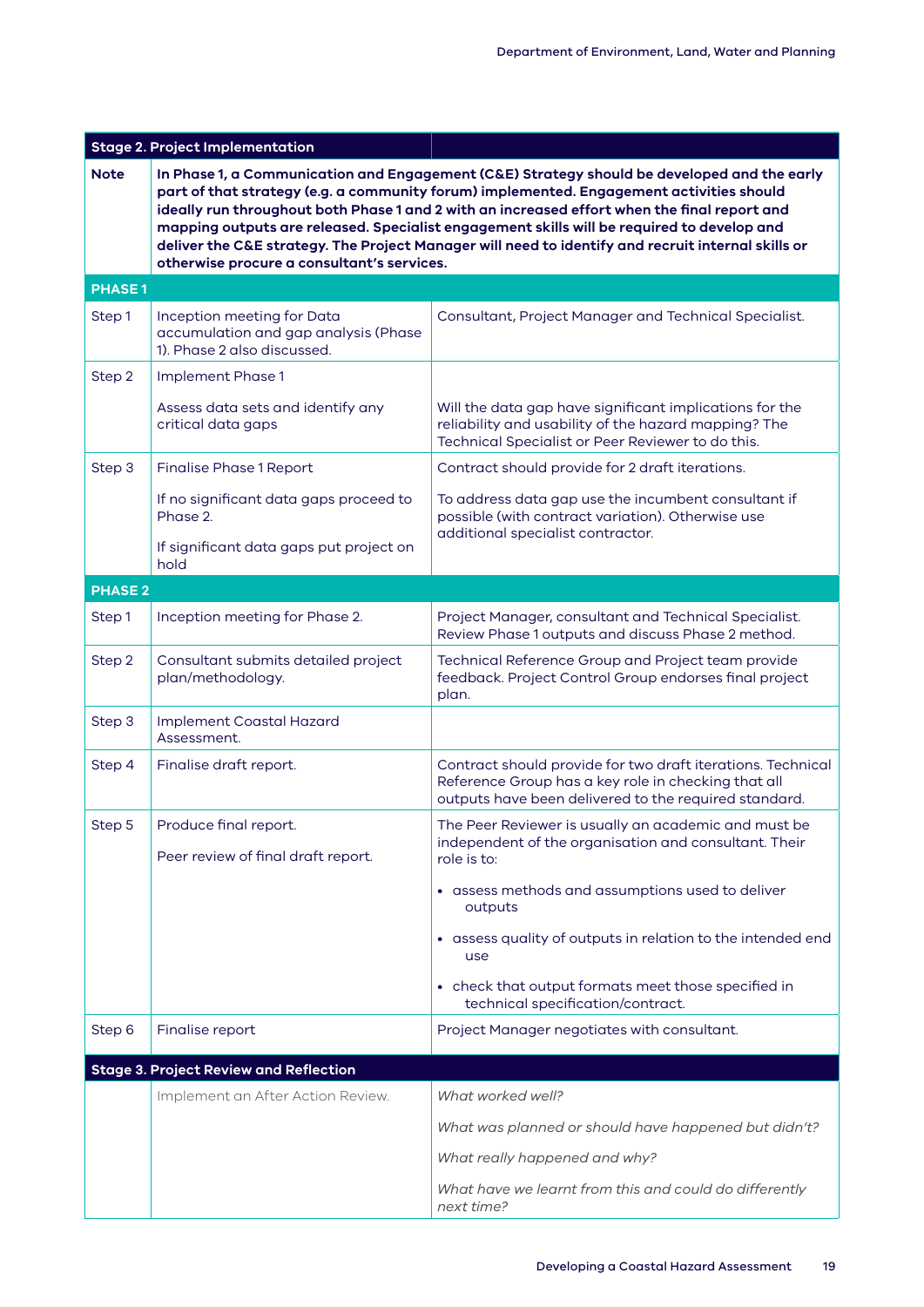| Stage 2. Project Implementation | | |
|---|---|---|
| **Note** | **In Phase 1, a Communication and Engagement (C&E) Strategy should be developed and the early part of that strategy (e.g. a community forum) implemented. Engagement activities should ideally run throughout both Phase 1 and 2 with an increased effort when the final report and mapping outputs are released. Specialist engagement skills will be required to develop and deliver the C&E strategy. The Project Manager will need to identify and recruit internal skills or otherwise procure a consultant's services.** | |
| **PHASE 1** | | |
| Step 1 | Inception meeting for Data accumulation and gap analysis (Phase 1). Phase 2 also discussed. | Consultant, Project Manager and Technical Specialist. |
| Step 2 | Implement Phase 1<br><br>Assess data sets and identify any critical data gaps | <br><br>Will the data gap have significant implications for the reliability and usability of the hazard mapping? The Technical Specialist or Peer Reviewer to do this. |
| Step 3 | Finalise Phase 1 Report<br><br>If no significant data gaps proceed to Phase 2.<br><br>If significant data gaps put project on hold | Contract should provide for 2 draft iterations.<br><br>To address data gap use the incumbent consultant if possible (with contract variation). Otherwise use additional specialist contractor. |
| **PHASE 2** | | |
| Step 1 | Inception meeting for Phase 2. | Project Manager, consultant and Technical Specialist. Review Phase 1 outputs and discuss Phase 2 method. |
| Step 2 | Consultant submits detailed project plan/methodology. | Technical Reference Group and Project team provide feedback. Project Control Group endorses final project plan. |
| Step 3 | Implement Coastal Hazard Assessment. | |
| Step 4 | Finalise draft report. | Contract should provide for two draft iterations. Technical Reference Group has a key role in checking that all outputs have been delivered to the required standard. |
| Step 5 | Produce final report.<br><br>Peer review of final draft report. | The Peer Reviewer is usually an academic and must be independent of the organisation and consultant. Their role is to:<br><br>• assess methods and assumptions used to deliver outputs<br><br>• assess quality of outputs in relation to the intended end use<br><br>• check that output formats meet those specified in technical specification/contract. |
| Step 6 | Finalise report | Project Manager negotiates with consultant. |
| **Stage 3. Project Review and Reflection** | | |
| | Implement an After Action Review. | *What worked well?*<br><br>*What was planned or should have happened but didn't?*<br><br>*What really happened and why?*<br><br>*What have we learnt from this and could do differently next time?* |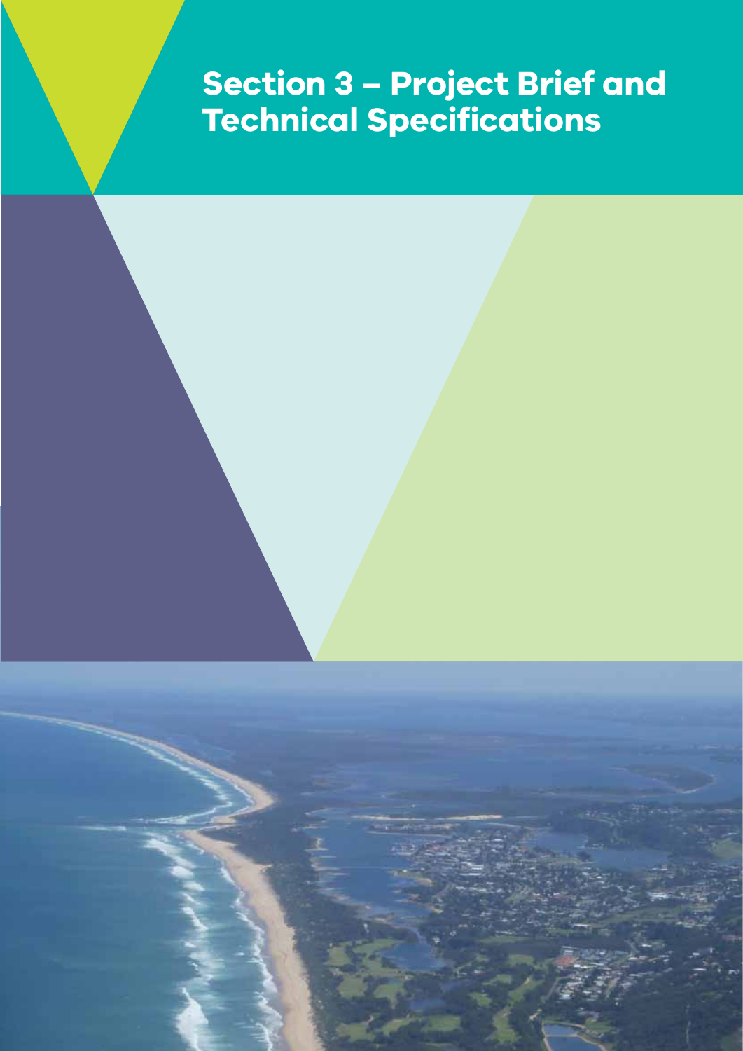# Section 3 – Project Brief and Technical Specifications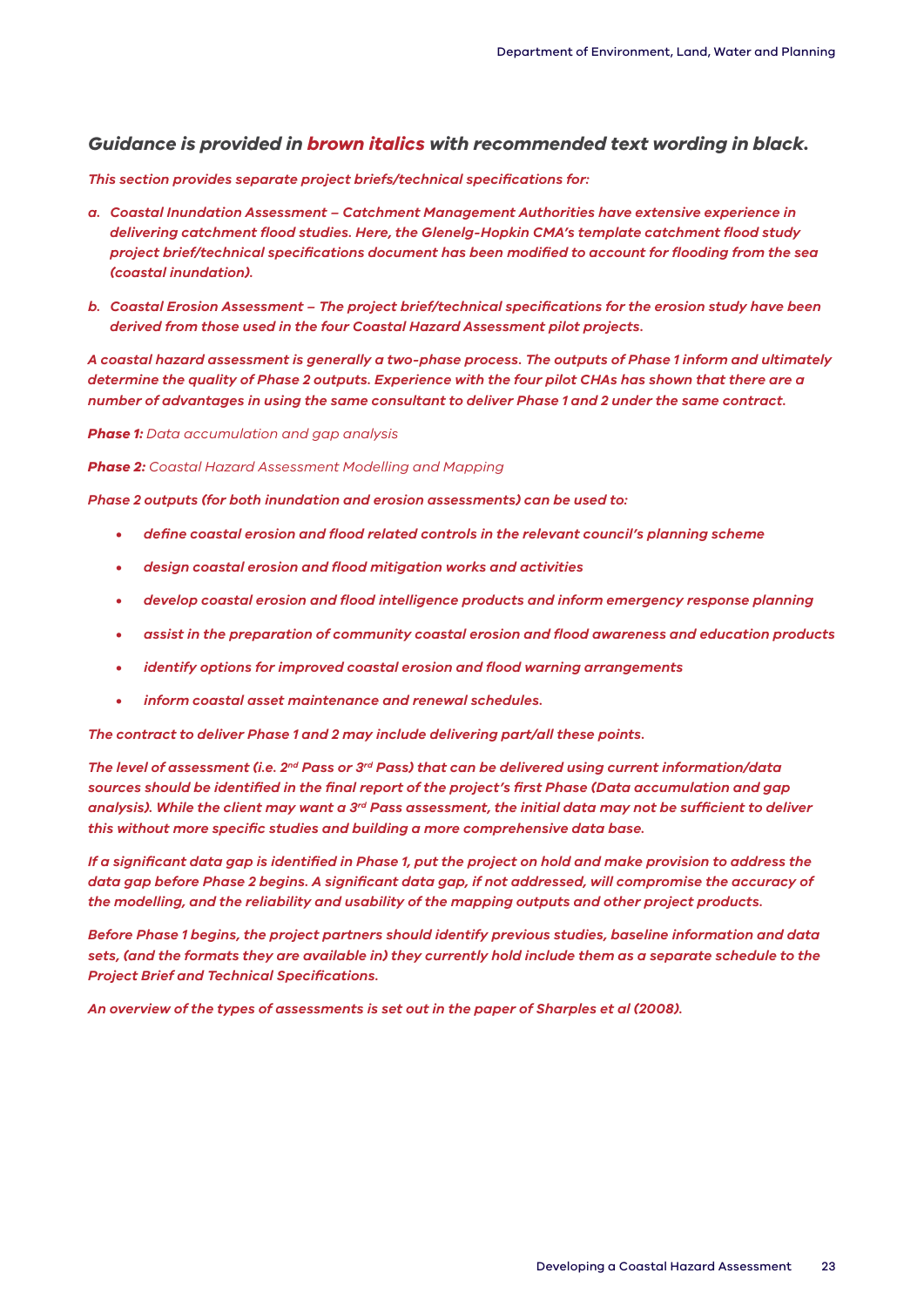***Guidance is provided in brown italics with recommended text wording in black.***

***This section provides separate project briefs/technical specifications for:***

a. ***Coastal Inundation Assessment – Catchment Management Authorities have extensive experience in delivering catchment flood studies. Here, the Glenelg-Hopkin CMA's template catchment flood study project brief/technical specifications document has been modified to account for flooding from the sea (coastal inundation).***

b. ***Coastal Erosion Assessment – The project brief/technical specifications for the erosion study have been derived from those used in the four Coastal Hazard Assessment pilot projects.***

***A coastal hazard assessment is generally a two-phase process. The outputs of Phase 1 inform and ultimately determine the quality of Phase 2 outputs. Experience with the four pilot CHAs has shown that there are a number of advantages in using the same consultant to deliver Phase 1 and 2 under the same contract.***

***Phase 1:*** *Data accumulation and gap analysis*

***Phase 2:*** *Coastal Hazard Assessment Modelling and Mapping*

***Phase 2 outputs (for both inundation and erosion assessments) can be used to:***

- ***define coastal erosion and flood related controls in the relevant council's planning scheme***
- ***design coastal erosion and flood mitigation works and activities***
- ***develop coastal erosion and flood intelligence products and inform emergency response planning***
- ***assist in the preparation of community coastal erosion and flood awareness and education products***
- ***identify options for improved coastal erosion and flood warning arrangements***
- ***inform coastal asset maintenance and renewal schedules.***

***The contract to deliver Phase 1 and 2 may include delivering part/all these points.***

***The level of assessment (i.e. 2nd Pass or 3rd Pass) that can be delivered using current information/data sources should be identified in the final report of the project's first Phase (Data accumulation and gap analysis). While the client may want a 3rd Pass assessment, the initial data may not be sufficient to deliver this without more specific studies and building a more comprehensive data base.***

***If a significant data gap is identified in Phase 1, put the project on hold and make provision to address the data gap before Phase 2 begins. A significant data gap, if not addressed, will compromise the accuracy of the modelling, and the reliability and usability of the mapping outputs and other project products.***

***Before Phase 1 begins, the project partners should identify previous studies, baseline information and data sets, (and the formats they are available in) they currently hold include them as a separate schedule to the Project Brief and Technical Specifications.***

***An overview of the types of assessments is set out in the paper of Sharples et al (2008).***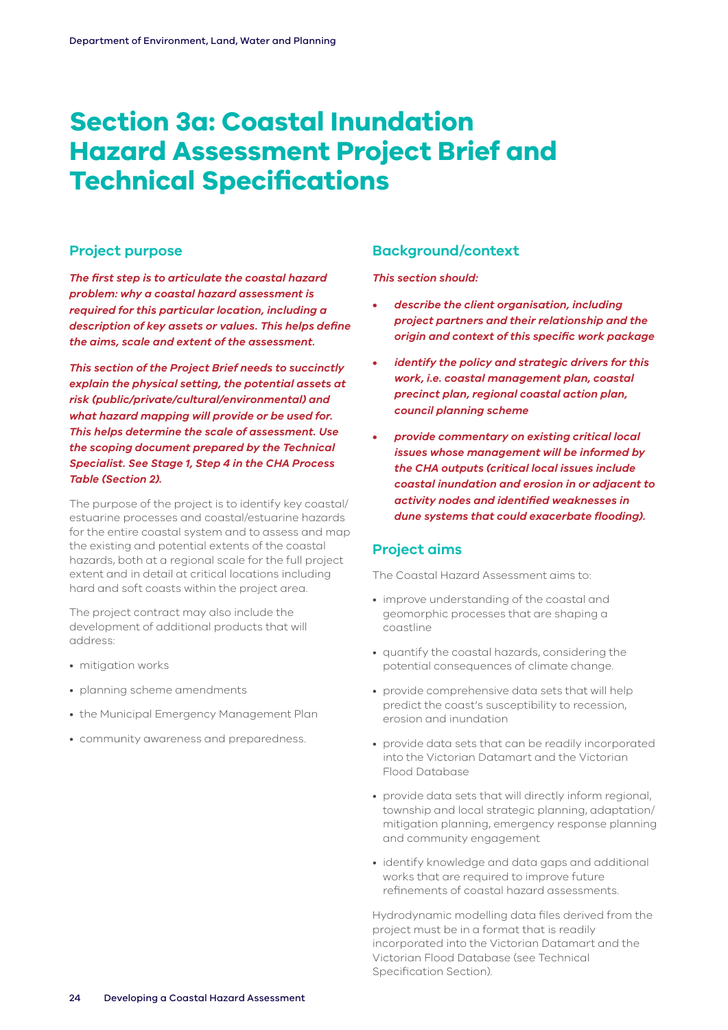# Section 3a: Coastal Inundation Hazard Assessment Project Brief and Technical Specifications

## Project purpose

***The first step is to articulate the coastal hazard problem: why a coastal hazard assessment is required for this particular location, including a description of key assets or values. This helps define the aims, scale and extent of the assessment.***

***This section of the Project Brief needs to succinctly explain the physical setting, the potential assets at risk (public/private/cultural/environmental) and what hazard mapping will provide or be used for. This helps determine the scale of assessment. Use the scoping document prepared by the Technical Specialist. See Stage 1, Step 4 in the CHA Process Table (Section 2).***

The purpose of the project is to identify key coastal/estuarine processes and coastal/estuarine hazards for the entire coastal system and to assess and map the existing and potential extents of the coastal hazards, both at a regional scale for the full project extent and in detail at critical locations including hard and soft coasts within the project area.

The project contract may also include the development of additional products that will address:

- mitigation works
- planning scheme amendments
- the Municipal Emergency Management Plan
- community awareness and preparedness.

## Background/context

***This section should:***

- ***describe the client organisation, including project partners and their relationship and the origin and context of this specific work package***
- ***identify the policy and strategic drivers for this work, i.e. coastal management plan, coastal precinct plan, regional coastal action plan, council planning scheme***
- ***provide commentary on existing critical local issues whose management will be informed by the CHA outputs (critical local issues include coastal inundation and erosion in or adjacent to activity nodes and identified weaknesses in dune systems that could exacerbate flooding).***

## Project aims

The Coastal Hazard Assessment aims to:

- improve understanding of the coastal and geomorphic processes that are shaping a coastline
- quantify the coastal hazards, considering the potential consequences of climate change.
- provide comprehensive data sets that will help predict the coast's susceptibility to recession, erosion and inundation
- provide data sets that can be readily incorporated into the Victorian Datamart and the Victorian Flood Database
- provide data sets that will directly inform regional, township and local strategic planning, adaptation/mitigation planning, emergency response planning and community engagement
- identify knowledge and data gaps and additional works that are required to improve future refinements of coastal hazard assessments.

Hydrodynamic modelling data files derived from the project must be in a format that is readily incorporated into the Victorian Datamart and the Victorian Flood Database (see Technical Specification Section).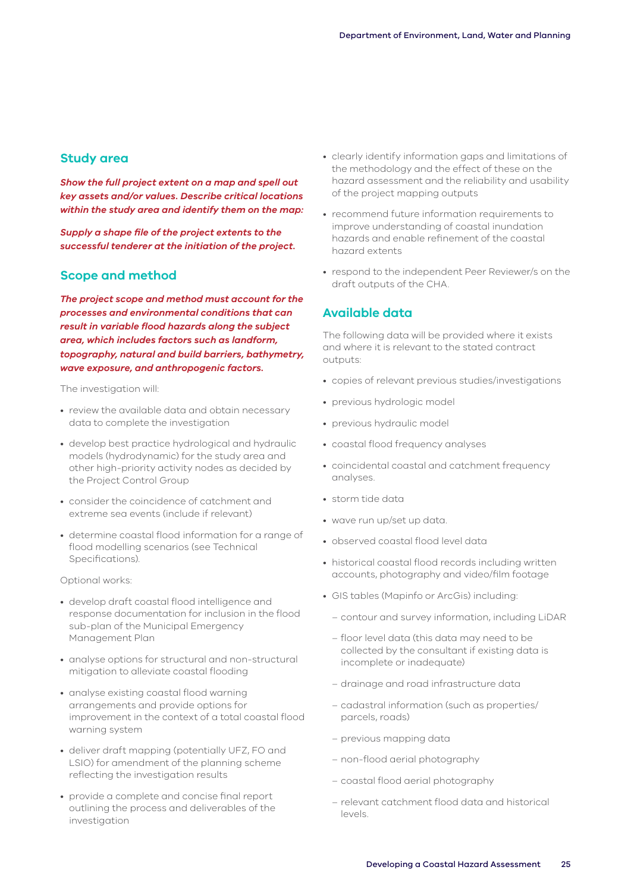## Study area

***Show the full project extent on a map and spell out key assets and/or values. Describe critical locations within the study area and identify them on the map:***

***Supply a shape file of the project extents to the successful tenderer at the initiation of the project.***

## Scope and method

***The project scope and method must account for the processes and environmental conditions that can result in variable flood hazards along the subject area, which includes factors such as landform, topography, natural and build barriers, bathymetry, wave exposure, and anthropogenic factors.***

The investigation will:

- review the available data and obtain necessary data to complete the investigation
- develop best practice hydrological and hydraulic models (hydrodynamic) for the study area and other high-priority activity nodes as decided by the Project Control Group
- consider the coincidence of catchment and extreme sea events (include if relevant)
- determine coastal flood information for a range of flood modelling scenarios (see Technical Specifications).

Optional works:

- develop draft coastal flood intelligence and response documentation for inclusion in the flood sub-plan of the Municipal Emergency Management Plan
- analyse options for structural and non-structural mitigation to alleviate coastal flooding
- analyse existing coastal flood warning arrangements and provide options for improvement in the context of a total coastal flood warning system
- deliver draft mapping (potentially UFZ, FO and LSIO) for amendment of the planning scheme reflecting the investigation results
- provide a complete and concise final report outlining the process and deliverables of the investigation
- clearly identify information gaps and limitations of the methodology and the effect of these on the hazard assessment and the reliability and usability of the project mapping outputs
- recommend future information requirements to improve understanding of coastal inundation hazards and enable refinement of the coastal hazard extents
- respond to the independent Peer Reviewer/s on the draft outputs of the CHA.

## Available data

The following data will be provided where it exists and where it is relevant to the stated contract outputs:

- copies of relevant previous studies/investigations
- previous hydrologic model
- previous hydraulic model
- coastal flood frequency analyses
- coincidental coastal and catchment frequency analyses.
- storm tide data
- wave run up/set up data.
- observed coastal flood level data
- historical coastal flood records including written accounts, photography and video/film footage
- GIS tables (Mapinfo or ArcGis) including:
  - contour and survey information, including LiDAR
  - floor level data (this data may need to be collected by the consultant if existing data is incomplete or inadequate)
  - drainage and road infrastructure data
  - cadastral information (such as properties/parcels, roads)
  - previous mapping data
  - non-flood aerial photography
  - coastal flood aerial photography
  - relevant catchment flood data and historical levels.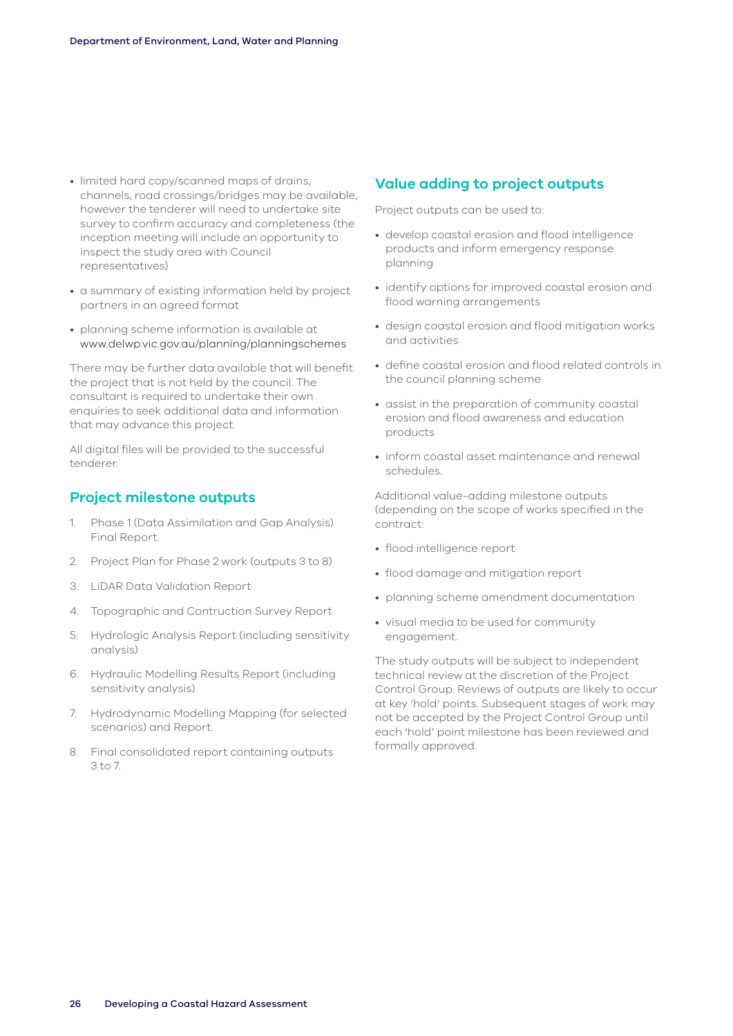- limited hard copy/scanned maps of drains, channels, road crossings/bridges may be available, however the tenderer will need to undertake site survey to confirm accuracy and completeness (the inception meeting will include an opportunity to inspect the study area with Council representatives)
- a summary of existing information held by project partners in an agreed format
- planning scheme information is available at www.delwp.vic.gov.au/planning/planningschemes

There may be further data available that will benefit the project that is not held by the council. The consultant is required to undertake their own enquiries to seek additional data and information that may advance this project.

All digital files will be provided to the successful tenderer.

## Project milestone outputs

1. Phase 1 (Data Assimilation and Gap Analysis) Final Report.
2. Project Plan for Phase 2 work (outputs 3 to 8)
3. LiDAR Data Validation Report
4. Topographic and Contruction Survey Report
5. Hydrologic Analysis Report (including sensitivity analysis)
6. Hydraulic Modelling Results Report (including sensitivity analysis)
7. Hydrodynamic Modelling Mapping (for selected scenarios) and Report.
8. Final consolidated report containing outputs 3 to 7.

## Value adding to project outputs

Project outputs can be used to:

- develop coastal erosion and flood intelligence products and inform emergency response planning
- identify options for improved coastal erosion and flood warning arrangements
- design coastal erosion and flood mitigation works and activities
- define coastal erosion and flood related controls in the council planning scheme
- assist in the preparation of community coastal erosion and flood awareness and education products
- inform coastal asset maintenance and renewal schedules.

Additional value-adding milestone outputs (depending on the scope of works specified in the contract:

- flood intelligence report
- flood damage and mitigation report
- planning scheme amendment documentation
- visual media to be used for community engagement.

The study outputs will be subject to independent technical review at the discretion of the Project Control Group. Reviews of outputs are likely to occur at key 'hold' points. Subsequent stages of work may not be accepted by the Project Control Group until each 'hold' point milestone has been reviewed and formally approved.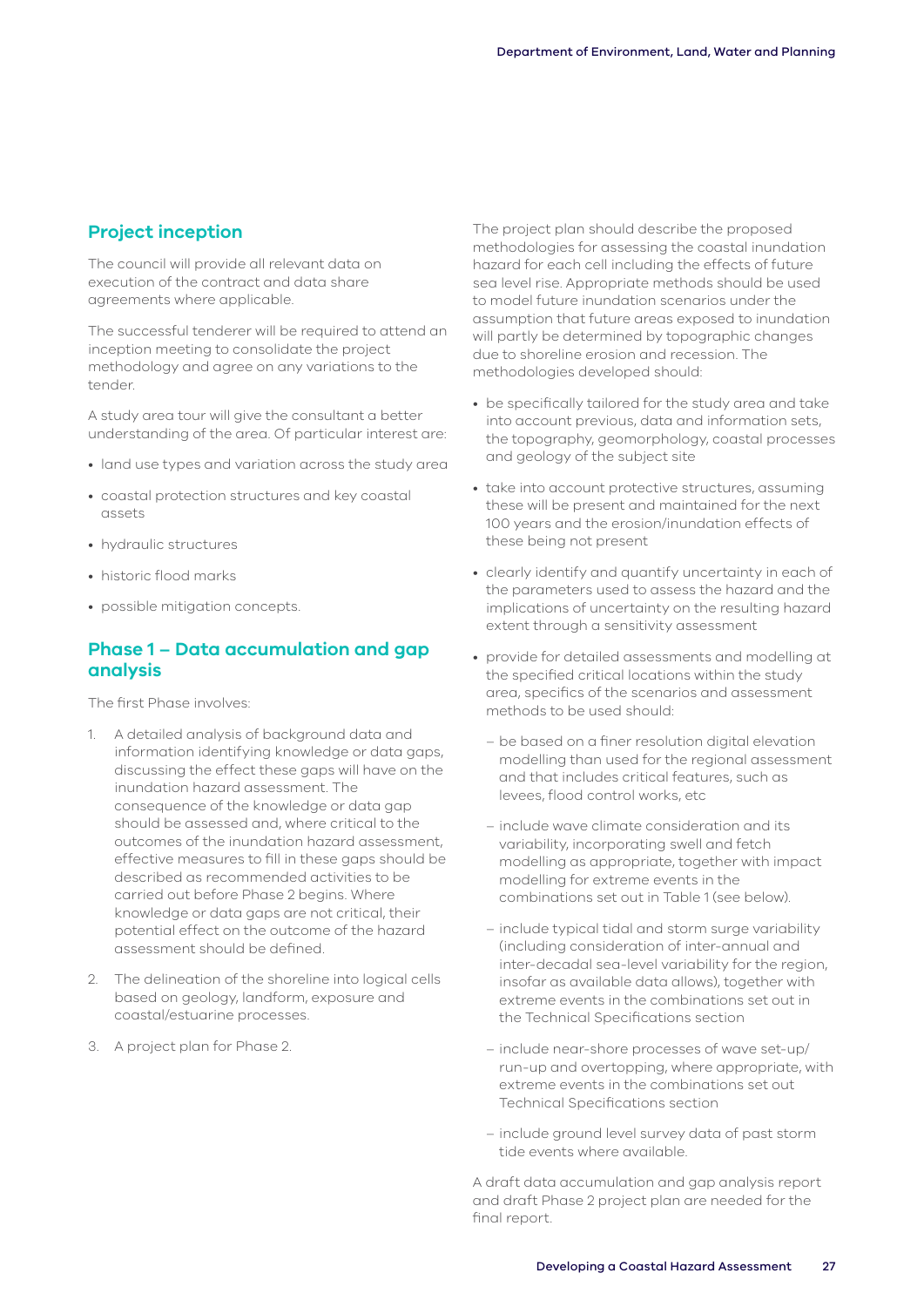## Project inception

The council will provide all relevant data on execution of the contract and data share agreements where applicable.

The successful tenderer will be required to attend an inception meeting to consolidate the project methodology and agree on any variations to the tender.

A study area tour will give the consultant a better understanding of the area. Of particular interest are:

- land use types and variation across the study area
- coastal protection structures and key coastal assets
- hydraulic structures
- historic flood marks
- possible mitigation concepts.

## Phase 1 – Data accumulation and gap analysis

The first Phase involves:

1. A detailed analysis of background data and information identifying knowledge or data gaps, discussing the effect these gaps will have on the inundation hazard assessment. The consequence of the knowledge or data gap should be assessed and, where critical to the outcomes of the inundation hazard assessment, effective measures to fill in these gaps should be described as recommended activities to be carried out before Phase 2 begins. Where knowledge or data gaps are not critical, their potential effect on the outcome of the hazard assessment should be defined.
2. The delineation of the shoreline into logical cells based on geology, landform, exposure and coastal/estuarine processes.
3. A project plan for Phase 2.

The project plan should describe the proposed methodologies for assessing the coastal inundation hazard for each cell including the effects of future sea level rise. Appropriate methods should be used to model future inundation scenarios under the assumption that future areas exposed to inundation will partly be determined by topographic changes due to shoreline erosion and recession. The methodologies developed should:

- be specifically tailored for the study area and take into account previous, data and information sets, the topography, geomorphology, coastal processes and geology of the subject site
- take into account protective structures, assuming these will be present and maintained for the next 100 years and the erosion/inundation effects of these being not present
- clearly identify and quantify uncertainty in each of the parameters used to assess the hazard and the implications of uncertainty on the resulting hazard extent through a sensitivity assessment
- provide for detailed assessments and modelling at the specified critical locations within the study area, specifics of the scenarios and assessment methods to be used should:
  - be based on a finer resolution digital elevation modelling than used for the regional assessment and that includes critical features, such as levees, flood control works, etc
  - include wave climate consideration and its variability, incorporating swell and fetch modelling as appropriate, together with impact modelling for extreme events in the combinations set out in Table 1 (see below).
  - include typical tidal and storm surge variability (including consideration of inter-annual and inter-decadal sea-level variability for the region, insofar as available data allows), together with extreme events in the combinations set out in the Technical Specifications section
  - include near-shore processes of wave set-up/run-up and overtopping, where appropriate, with extreme events in the combinations set out Technical Specifications section
  - include ground level survey data of past storm tide events where available.

A draft data accumulation and gap analysis report and draft Phase 2 project plan are needed for the final report.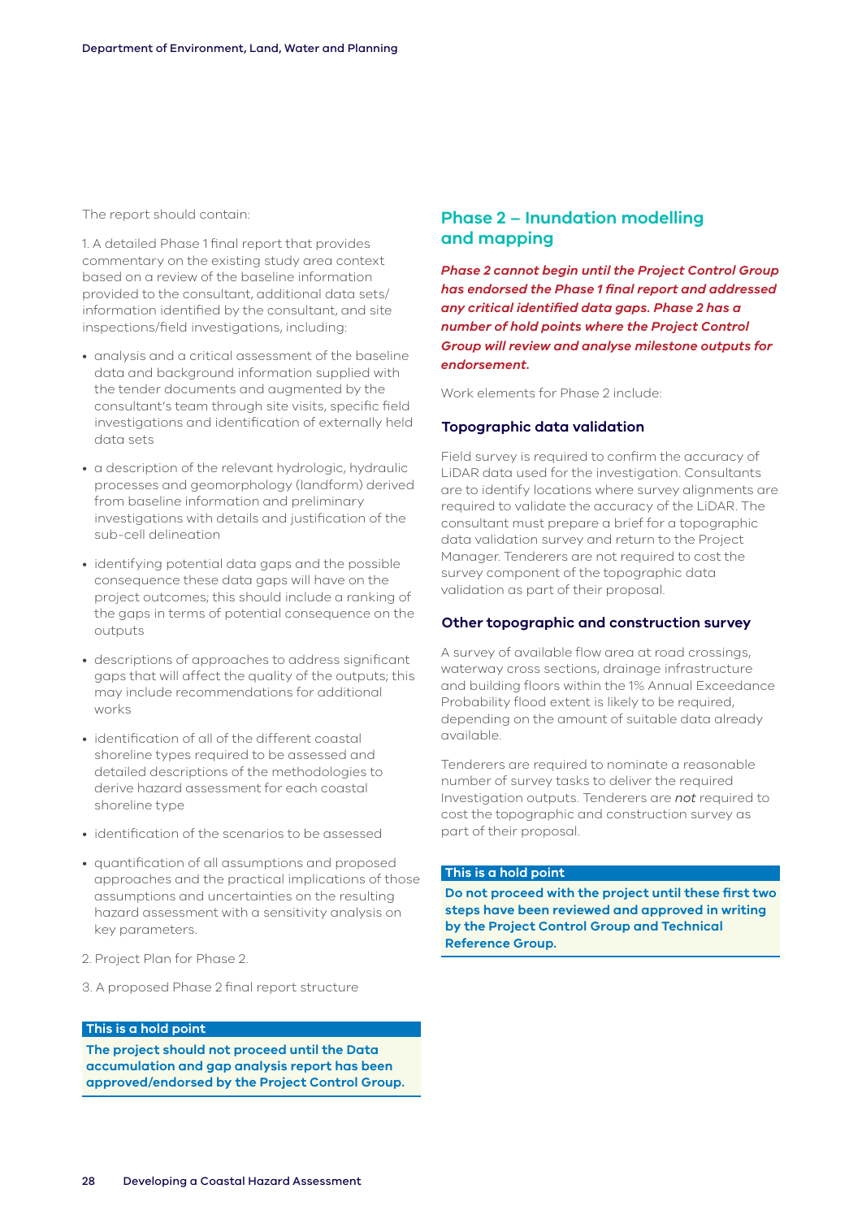The report should contain:

1. A detailed Phase 1 final report that provides commentary on the existing study area context based on a review of the baseline information provided to the consultant, additional data sets/information identified by the consultant, and site inspections/field investigations, including:

- analysis and a critical assessment of the baseline data and background information supplied with the tender documents and augmented by the consultant's team through site visits, specific field investigations and identification of externally held data sets
- a description of the relevant hydrologic, hydraulic processes and geomorphology (landform) derived from baseline information and preliminary investigations with details and justification of the sub-cell delineation
- identifying potential data gaps and the possible consequence these data gaps will have on the project outcomes; this should include a ranking of the gaps in terms of potential consequence on the outputs
- descriptions of approaches to address significant gaps that will affect the quality of the outputs; this may include recommendations for additional works
- identification of all of the different coastal shoreline types required to be assessed and detailed descriptions of the methodologies to derive hazard assessment for each coastal shoreline type
- identification of the scenarios to be assessed
- quantification of all assumptions and proposed approaches and the practical implications of those assumptions and uncertainties on the resulting hazard assessment with a sensitivity analysis on key parameters.

2. Project Plan for Phase 2.

3. A proposed Phase 2 final report structure

**This is a hold point**

**The project should not proceed until the Data accumulation and gap analysis report has been approved/endorsed by the Project Control Group.**

## Phase 2 – Inundation modelling and mapping

***Phase 2 cannot begin until the Project Control Group has endorsed the Phase 1 final report and addressed any critical identified data gaps. Phase 2 has a number of hold points where the Project Control Group will review and analyse milestone outputs for endorsement.***

Work elements for Phase 2 include:

### Topographic data validation

Field survey is required to confirm the accuracy of LiDAR data used for the investigation. Consultants are to identify locations where survey alignments are required to validate the accuracy of the LiDAR. The consultant must prepare a brief for a topographic data validation survey and return to the Project Manager. Tenderers are not required to cost the survey component of the topographic data validation as part of their proposal.

### Other topographic and construction survey

A survey of available flow area at road crossings, waterway cross sections, drainage infrastructure and building floors within the 1% Annual Exceedance Probability flood extent is likely to be required, depending on the amount of suitable data already available.

Tenderers are required to nominate a reasonable number of survey tasks to deliver the required Investigation outputs. Tenderers are *not* required to cost the topographic and construction survey as part of their proposal.

**This is a hold point**

**Do not proceed with the project until these first two steps have been reviewed and approved in writing by the Project Control Group and Technical Reference Group.**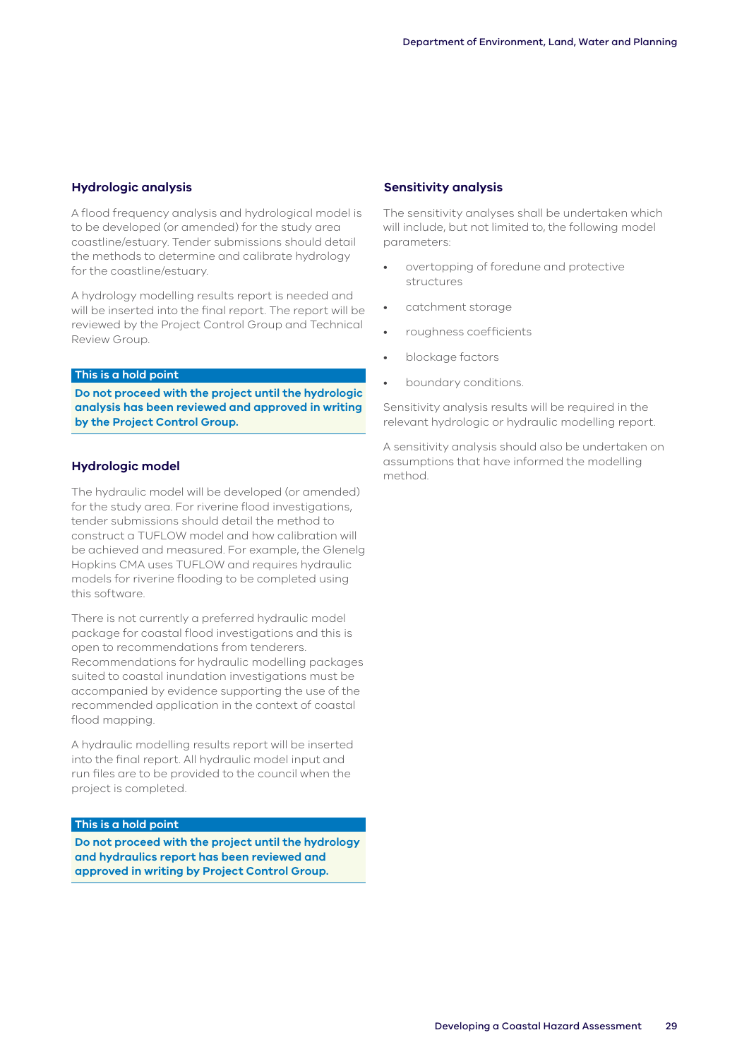### Hydrologic analysis

A flood frequency analysis and hydrological model is to be developed (or amended) for the study area coastline/estuary. Tender submissions should detail the methods to determine and calibrate hydrology for the coastline/estuary.

A hydrology modelling results report is needed and will be inserted into the final report. The report will be reviewed by the Project Control Group and Technical Review Group.

**This is a hold point**

**Do not proceed with the project until the hydrologic analysis has been reviewed and approved in writing by the Project Control Group.**

### Hydrologic model

The hydraulic model will be developed (or amended) for the study area. For riverine flood investigations, tender submissions should detail the method to construct a TUFLOW model and how calibration will be achieved and measured. For example, the Glenelg Hopkins CMA uses TUFLOW and requires hydraulic models for riverine flooding to be completed using this software.

There is not currently a preferred hydraulic model package for coastal flood investigations and this is open to recommendations from tenderers. Recommendations for hydraulic modelling packages suited to coastal inundation investigations must be accompanied by evidence supporting the use of the recommended application in the context of coastal flood mapping.

A hydraulic modelling results report will be inserted into the final report. All hydraulic model input and run files are to be provided to the council when the project is completed.

**This is a hold point**

**Do not proceed with the project until the hydrology and hydraulics report has been reviewed and approved in writing by Project Control Group.**

### Sensitivity analysis

The sensitivity analyses shall be undertaken which will include, but not limited to, the following model parameters:

- overtopping of foredune and protective structures
- catchment storage
- roughness coefficients
- blockage factors
- boundary conditions.

Sensitivity analysis results will be required in the relevant hydrologic or hydraulic modelling report.

A sensitivity analysis should also be undertaken on assumptions that have informed the modelling method.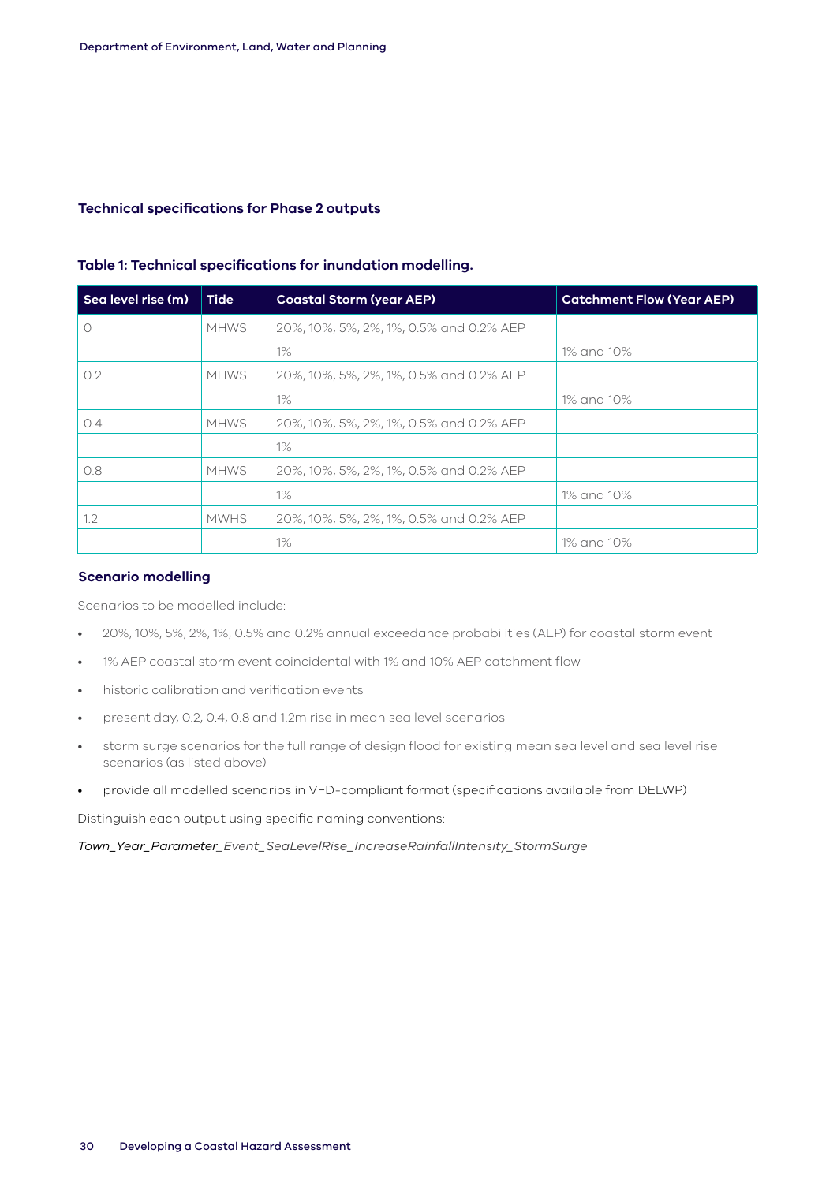### Technical specifications for Phase 2 outputs

**Table 1: Technical specifications for inundation modelling.**

| Sea level rise (m) | Tide | Coastal Storm (year AEP) | Catchment Flow (Year AEP) |
|---|---|---|---|
| 0 | MHWS | 20%, 10%, 5%, 2%, 1%, 0.5% and 0.2% AEP | |
| | | 1% | 1% and 10% |
| 0.2 | MHWS | 20%, 10%, 5%, 2%, 1%, 0.5% and 0.2% AEP | |
| | | 1% | 1% and 10% |
| 0.4 | MHWS | 20%, 10%, 5%, 2%, 1%, 0.5% and 0.2% AEP | |
| | | 1% | |
| 0.8 | MHWS | 20%, 10%, 5%, 2%, 1%, 0.5% and 0.2% AEP | |
| | | 1% | 1% and 10% |
| 1.2 | MWHS | 20%, 10%, 5%, 2%, 1%, 0.5% and 0.2% AEP | |
| | | 1% | 1% and 10% |

### Scenario modelling

Scenarios to be modelled include:

- 20%, 10%, 5%, 2%, 1%, 0.5% and 0.2% annual exceedance probabilities (AEP) for coastal storm event
- 1% AEP coastal storm event coincidental with 1% and 10% AEP catchment flow
- historic calibration and verification events
- present day, 0.2, 0.4, 0.8 and 1.2m rise in mean sea level scenarios
- storm surge scenarios for the full range of design flood for existing mean sea level and sea level rise scenarios (as listed above)
- provide all modelled scenarios in VFD-compliant format (specifications available from DELWP)

Distinguish each output using specific naming conventions:

*Town_Year_Parameter_Event_SeaLevelRise_IncreaseRainfallIntensity_StormSurge*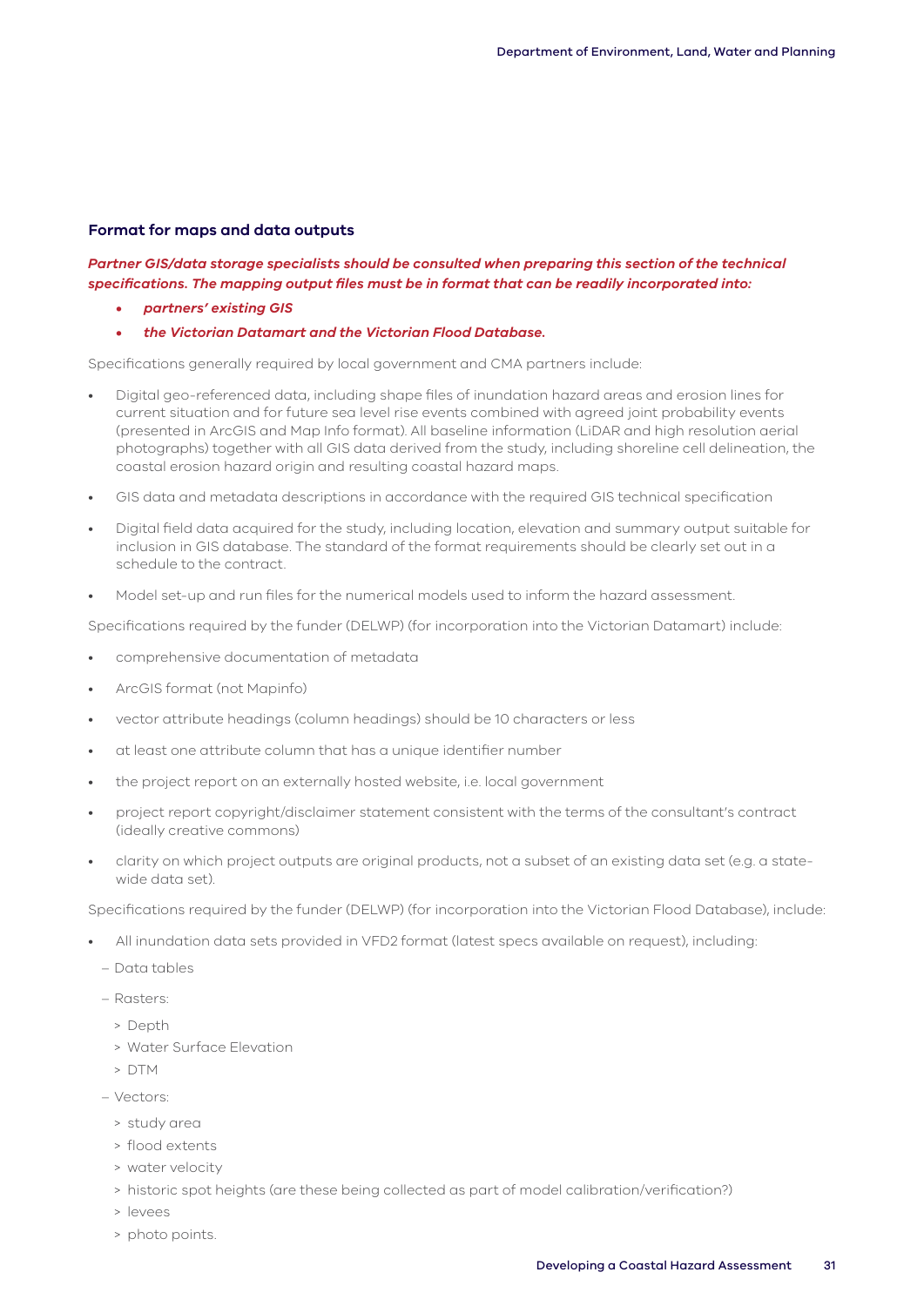### Format for maps and data outputs

***Partner GIS/data storage specialists should be consulted when preparing this section of the technical specifications. The mapping output files must be in format that can be readily incorporated into:***

- ***partners' existing GIS***
- ***the Victorian Datamart and the Victorian Flood Database.***

Specifications generally required by local government and CMA partners include:

- Digital geo-referenced data, including shape files of inundation hazard areas and erosion lines for current situation and for future sea level rise events combined with agreed joint probability events (presented in ArcGIS and Map Info format). All baseline information (LiDAR and high resolution aerial photographs) together with all GIS data derived from the study, including shoreline cell delineation, the coastal erosion hazard origin and resulting coastal hazard maps.
- GIS data and metadata descriptions in accordance with the required GIS technical specification
- Digital field data acquired for the study, including location, elevation and summary output suitable for inclusion in GIS database. The standard of the format requirements should be clearly set out in a schedule to the contract.
- Model set-up and run files for the numerical models used to inform the hazard assessment.

Specifications required by the funder (DELWP) (for incorporation into the Victorian Datamart) include:

- comprehensive documentation of metadata
- ArcGIS format (not Mapinfo)
- vector attribute headings (column headings) should be 10 characters or less
- at least one attribute column that has a unique identifier number
- the project report on an externally hosted website, i.e. local government
- project report copyright/disclaimer statement consistent with the terms of the consultant's contract (ideally creative commons)
- clarity on which project outputs are original products, not a subset of an existing data set (e.g. a state-wide data set).

Specifications required by the funder (DELWP) (for incorporation into the Victorian Flood Database), include:

- All inundation data sets provided in VFD2 format (latest specs available on request), including:
  - Data tables
  - Rasters:
    - Depth
    - Water Surface Elevation
    - DTM
  - Vectors:
    - study area
    - flood extents
    - water velocity
    - historic spot heights (are these being collected as part of model calibration/verification?)
    - levees
    - photo points.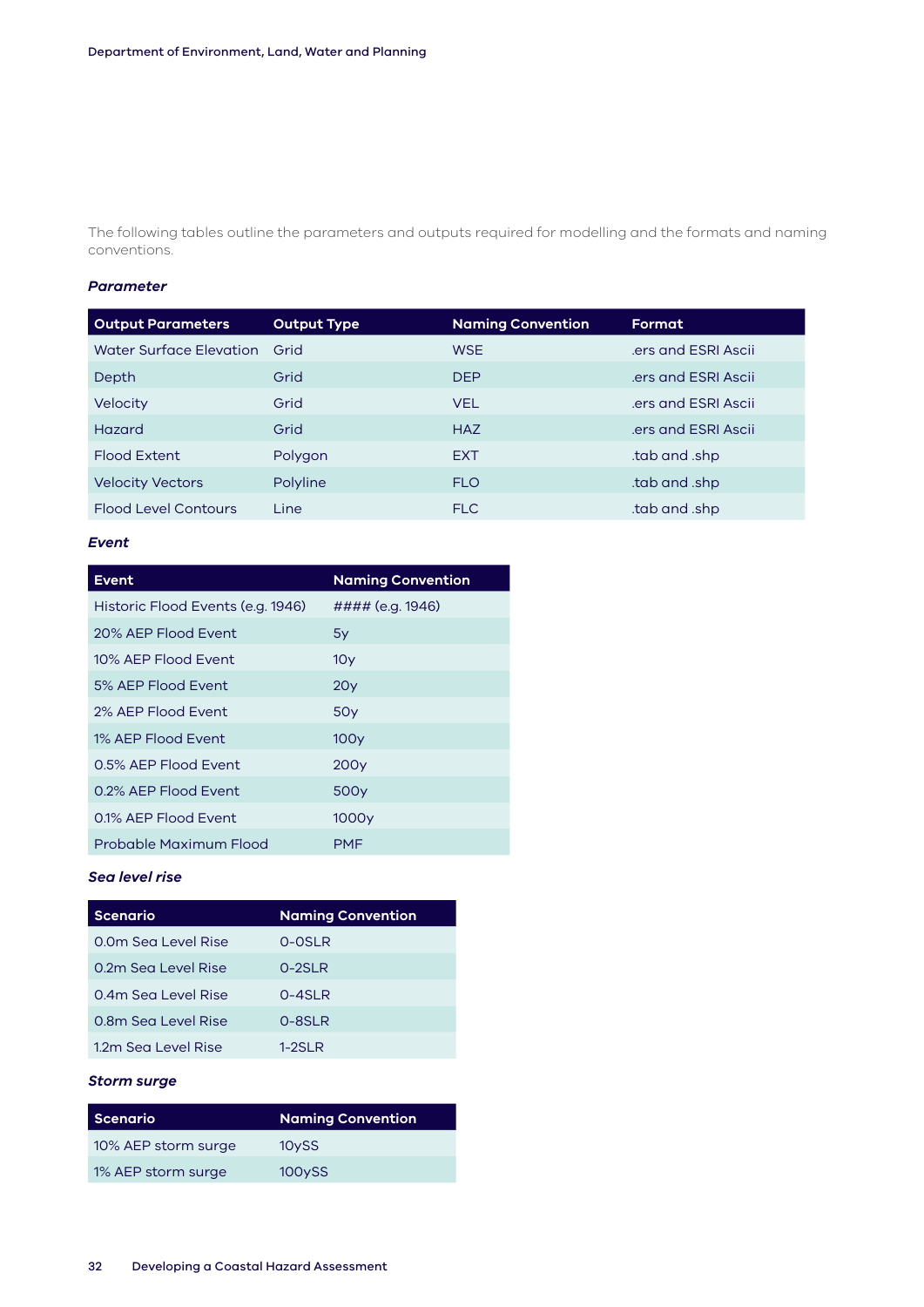The following tables outline the parameters and outputs required for modelling and the formats and naming conventions.

***Parameter***

| Output Parameters | Output Type | Naming Convention | Format |
|---|---|---|---|
| Water Surface Elevation | Grid | WSE | .ers and ESRI Ascii |
| Depth | Grid | DEP | .ers and ESRI Ascii |
| Velocity | Grid | VEL | .ers and ESRI Ascii |
| Hazard | Grid | HAZ | .ers and ESRI Ascii |
| Flood Extent | Polygon | EXT | .tab and .shp |
| Velocity Vectors | Polyline | FLO | .tab and .shp |
| Flood Level Contours | Line | FLC | .tab and .shp |

***Event***

| Event | Naming Convention |
|---|---|
| Historic Flood Events (e.g. 1946) | #### (e.g. 1946) |
| 20% AEP Flood Event | 5y |
| 10% AEP Flood Event | 10y |
| 5% AEP Flood Event | 20y |
| 2% AEP Flood Event | 50y |
| 1% AEP Flood Event | 100y |
| 0.5% AEP Flood Event | 200y |
| 0.2% AEP Flood Event | 500y |
| 0.1% AEP Flood Event | 1000y |
| Probable Maximum Flood | PMF |

***Sea level rise***

| Scenario | Naming Convention |
|---|---|
| 0.0m Sea Level Rise | 0-0SLR |
| 0.2m Sea Level Rise | 0-2SLR |
| 0.4m Sea Level Rise | 0-4SLR |
| 0.8m Sea Level Rise | 0-8SLR |
| 1.2m Sea Level Rise | 1-2SLR |

***Storm surge***

| Scenario | Naming Convention |
|---|---|
| 10% AEP storm surge | 10ySS |
| 1% AEP storm surge | 100ySS |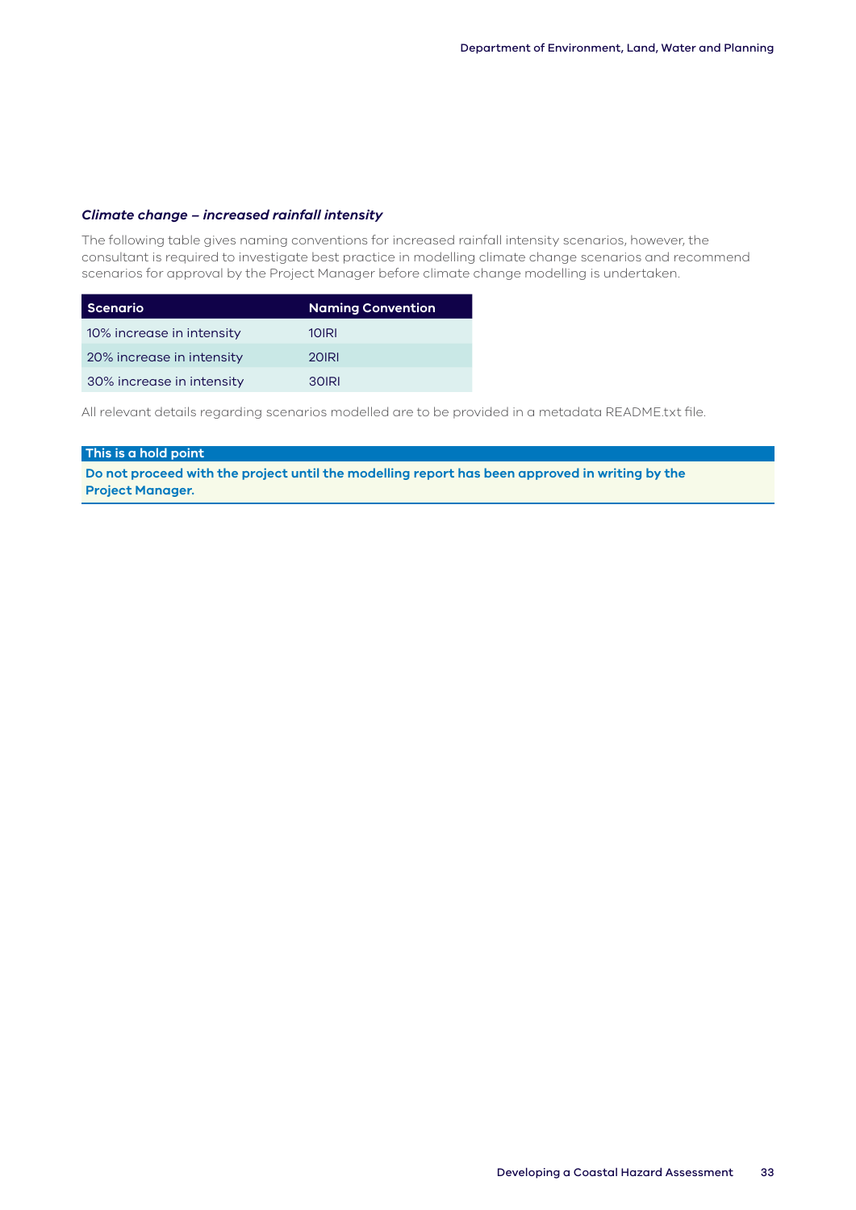### *Climate change – increased rainfall intensity*

The following table gives naming conventions for increased rainfall intensity scenarios, however, the consultant is required to investigate best practice in modelling climate change scenarios and recommend scenarios for approval by the Project Manager before climate change modelling is undertaken.

| Scenario | Naming Convention |
|---|---|
| 10% increase in intensity | 10IRI |
| 20% increase in intensity | 20IRI |
| 30% increase in intensity | 30IRI |

All relevant details regarding scenarios modelled are to be provided in a metadata README.txt file.

**This is a hold point**

**Do not proceed with the project until the modelling report has been approved in writing by the Project Manager.**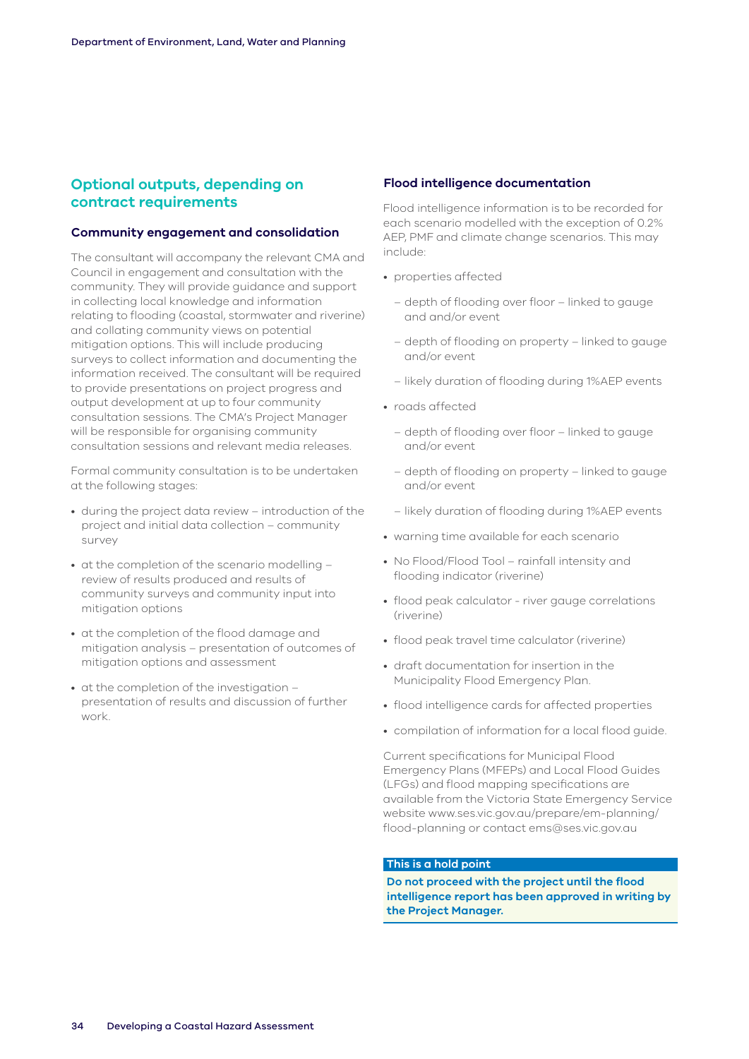## Optional outputs, depending on contract requirements

### Community engagement and consolidation

The consultant will accompany the relevant CMA and Council in engagement and consultation with the community. They will provide guidance and support in collecting local knowledge and information relating to flooding (coastal, stormwater and riverine) and collating community views on potential mitigation options. This will include producing surveys to collect information and documenting the information received. The consultant will be required to provide presentations on project progress and output development at up to four community consultation sessions. The CMA's Project Manager will be responsible for organising community consultation sessions and relevant media releases.

Formal community consultation is to be undertaken at the following stages:

- during the project data review – introduction of the project and initial data collection – community survey
- at the completion of the scenario modelling – review of results produced and results of community surveys and community input into mitigation options
- at the completion of the flood damage and mitigation analysis – presentation of outcomes of mitigation options and assessment
- at the completion of the investigation – presentation of results and discussion of further work.

### Flood intelligence documentation

Flood intelligence information is to be recorded for each scenario modelled with the exception of 0.2% AEP, PMF and climate change scenarios. This may include:

- properties affected
  - depth of flooding over floor – linked to gauge and and/or event
  - depth of flooding on property – linked to gauge and/or event
  - likely duration of flooding during 1%AEP events
- roads affected
  - depth of flooding over floor – linked to gauge and/or event
  - depth of flooding on property – linked to gauge and/or event
  - likely duration of flooding during 1%AEP events
- warning time available for each scenario
- No Flood/Flood Tool – rainfall intensity and flooding indicator (riverine)
- flood peak calculator - river gauge correlations (riverine)
- flood peak travel time calculator (riverine)
- draft documentation for insertion in the Municipality Flood Emergency Plan.
- flood intelligence cards for affected properties
- compilation of information for a local flood guide.

Current specifications for Municipal Flood Emergency Plans (MFEPs) and Local Flood Guides (LFGs) and flood mapping specifications are available from the Victoria State Emergency Service website www.ses.vic.gov.au/prepare/em-planning/flood-planning or contact ems@ses.vic.gov.au

**This is a hold point**

**Do not proceed with the project until the flood intelligence report has been approved in writing by the Project Manager.**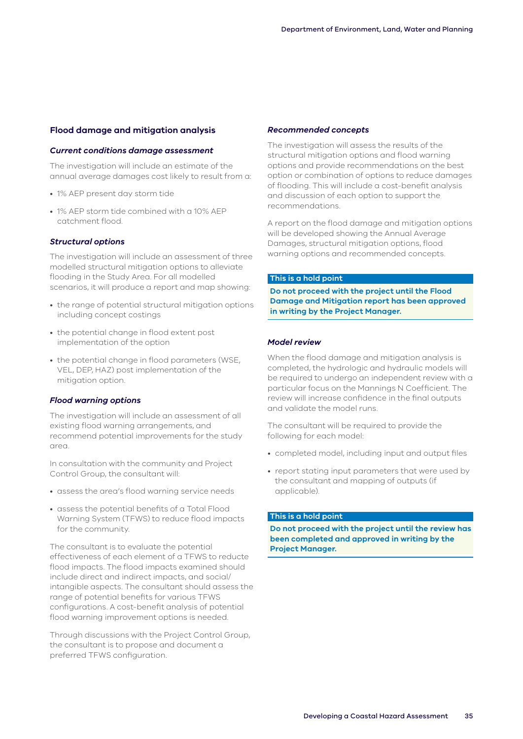### Flood damage and mitigation analysis

#### *Current conditions damage assessment*

The investigation will include an estimate of the annual average damages cost likely to result from a:

- 1% AEP present day storm tide
- 1% AEP storm tide combined with a 10% AEP catchment flood.

#### *Structural options*

The investigation will include an assessment of three modelled structural mitigation options to alleviate flooding in the Study Area. For all modelled scenarios, it will produce a report and map showing:

- the range of potential structural mitigation options including concept costings
- the potential change in flood extent post implementation of the option
- the potential change in flood parameters (WSE, VEL, DEP, HAZ) post implementation of the mitigation option.

#### *Flood warning options*

The investigation will include an assessment of all existing flood warning arrangements, and recommend potential improvements for the study area.

In consultation with the community and Project Control Group, the consultant will:

- assess the area's flood warning service needs
- assess the potential benefits of a Total Flood Warning System (TFWS) to reduce flood impacts for the community.

The consultant is to evaluate the potential effectiveness of each element of a TFWS to reduce flood impacts. The flood impacts examined should include direct and indirect impacts, and social/intangible aspects. The consultant should assess the range of potential benefits for various TFWS configurations. A cost-benefit analysis of potential flood warning improvement options is needed.

Through discussions with the Project Control Group, the consultant is to propose and document a preferred TFWS configuration.

#### *Recommended concepts*

The investigation will assess the results of the structural mitigation options and flood warning options and provide recommendations on the best option or combination of options to reduce damages of flooding. This will include a cost-benefit analysis and discussion of each option to support the recommendations.

A report on the flood damage and mitigation options will be developed showing the Annual Average Damages, structural mitigation options, flood warning options and recommended concepts.

**This is a hold point**

**Do not proceed with the project until the Flood Damage and Mitigation report has been approved in writing by the Project Manager.**

#### *Model review*

When the flood damage and mitigation analysis is completed, the hydrologic and hydraulic models will be required to undergo an independent review with a particular focus on the Mannings N Coefficient. The review will increase confidence in the final outputs and validate the model runs.

The consultant will be required to provide the following for each model:

- completed model, including input and output files
- report stating input parameters that were used by the consultant and mapping of outputs (if applicable).

**This is a hold point**

**Do not proceed with the project until the review has been completed and approved in writing by the Project Manager.**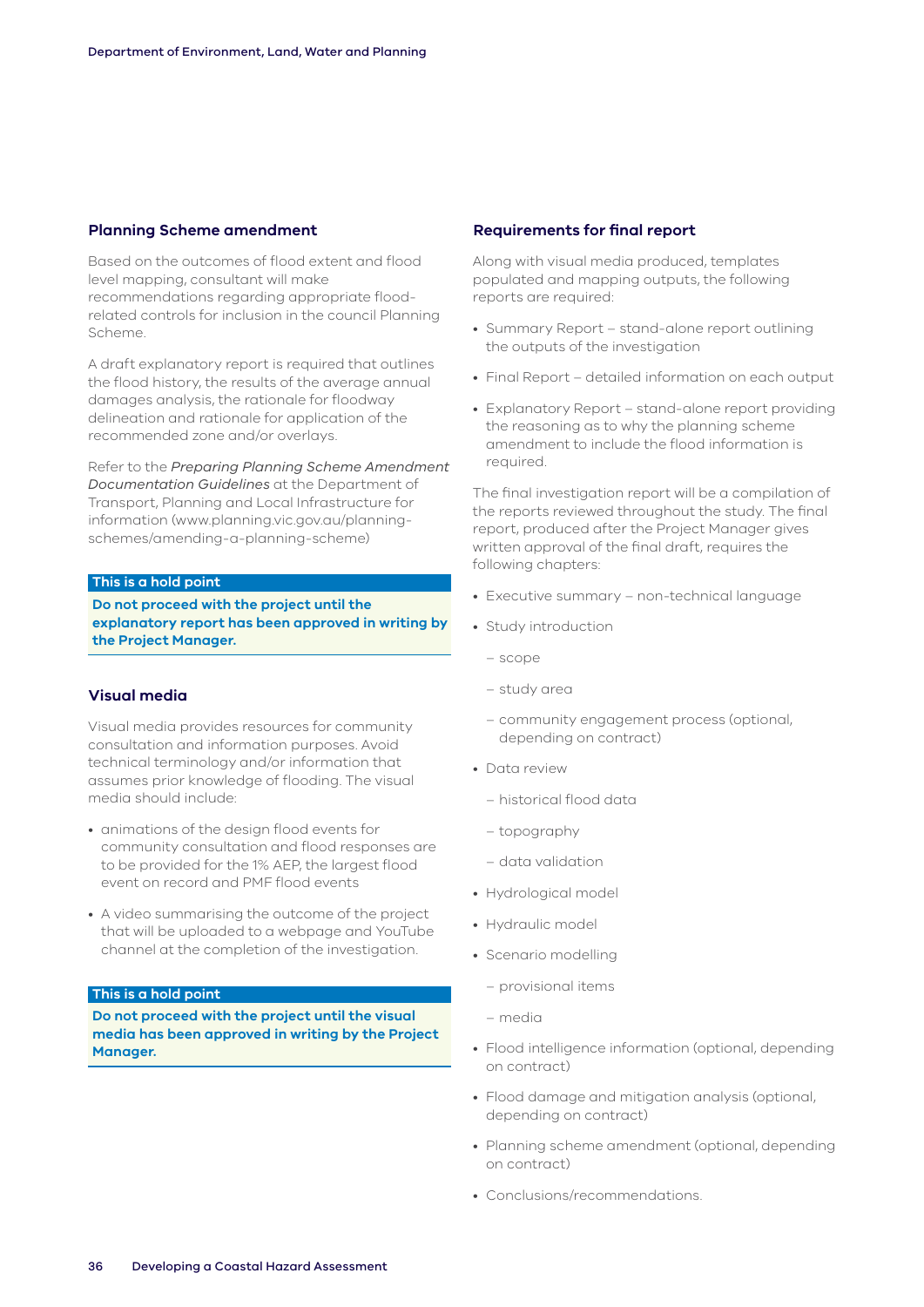### Planning Scheme amendment

Based on the outcomes of flood extent and flood level mapping, consultant will make recommendations regarding appropriate flood-related controls for inclusion in the council Planning Scheme.

A draft explanatory report is required that outlines the flood history, the results of the average annual damages analysis, the rationale for floodway delineation and rationale for application of the recommended zone and/or overlays.

Refer to the *Preparing Planning Scheme Amendment Documentation Guidelines* at the Department of Transport, Planning and Local Infrastructure for information (www.planning.vic.gov.au/planning-schemes/amending-a-planning-scheme)

> **This is a hold point**
>
> **Do not proceed with the project until the explanatory report has been approved in writing by the Project Manager.**

### Visual media

Visual media provides resources for community consultation and information purposes. Avoid technical terminology and/or information that assumes prior knowledge of flooding. The visual media should include:

- animations of the design flood events for community consultation and flood responses are to be provided for the 1% AEP, the largest flood event on record and PMF flood events
- A video summarising the outcome of the project that will be uploaded to a webpage and YouTube channel at the completion of the investigation.

> **This is a hold point**
>
> **Do not proceed with the project until the visual media has been approved in writing by the Project Manager.**

### Requirements for final report

Along with visual media produced, templates populated and mapping outputs, the following reports are required:

- Summary Report – stand-alone report outlining the outputs of the investigation
- Final Report – detailed information on each output
- Explanatory Report – stand-alone report providing the reasoning as to why the planning scheme amendment to include the flood information is required.

The final investigation report will be a compilation of the reports reviewed throughout the study. The final report, produced after the Project Manager gives written approval of the final draft, requires the following chapters:

- Executive summary – non-technical language
- Study introduction
  - scope
  - study area
  - community engagement process (optional, depending on contract)
- Data review
  - historical flood data
  - topography
  - data validation
- Hydrological model
- Hydraulic model
- Scenario modelling
  - provisional items
  - media
- Flood intelligence information (optional, depending on contract)
- Flood damage and mitigation analysis (optional, depending on contract)
- Planning scheme amendment (optional, depending on contract)
- Conclusions/recommendations.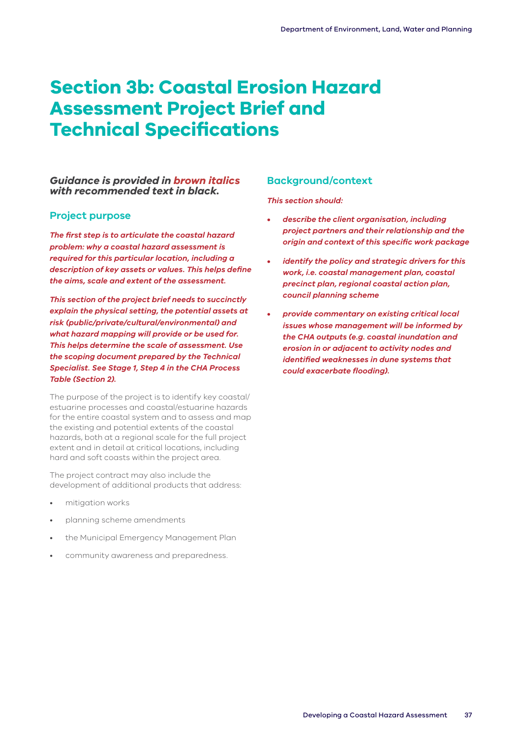# Section 3b: Coastal Erosion Hazard Assessment Project Brief and Technical Specifications

***Guidance is provided in brown italics with recommended text in black.***

## Project purpose

***The first step is to articulate the coastal hazard problem: why a coastal hazard assessment is required for this particular location, including a description of key assets or values. This helps define the aims, scale and extent of the assessment.***

***This section of the project brief needs to succinctly explain the physical setting, the potential assets at risk (public/private/cultural/environmental) and what hazard mapping will provide or be used for. This helps determine the scale of assessment. Use the scoping document prepared by the Technical Specialist. See Stage 1, Step 4 in the CHA Process Table (Section 2).***

The purpose of the project is to identify key coastal/estuarine processes and coastal/estuarine hazards for the entire coastal system and to assess and map the existing and potential extents of the coastal hazards, both at a regional scale for the full project extent and in detail at critical locations, including hard and soft coasts within the project area.

The project contract may also include the development of additional products that address:

- mitigation works
- planning scheme amendments
- the Municipal Emergency Management Plan
- community awareness and preparedness.

## Background/context

***This section should:***

- ***describe the client organisation, including project partners and their relationship and the origin and context of this specific work package***
- ***identify the policy and strategic drivers for this work, i.e. coastal management plan, coastal precinct plan, regional coastal action plan, council planning scheme***
- ***provide commentary on existing critical local issues whose management will be informed by the CHA outputs (e.g. coastal inundation and erosion in or adjacent to activity nodes and identified weaknesses in dune systems that could exacerbate flooding).***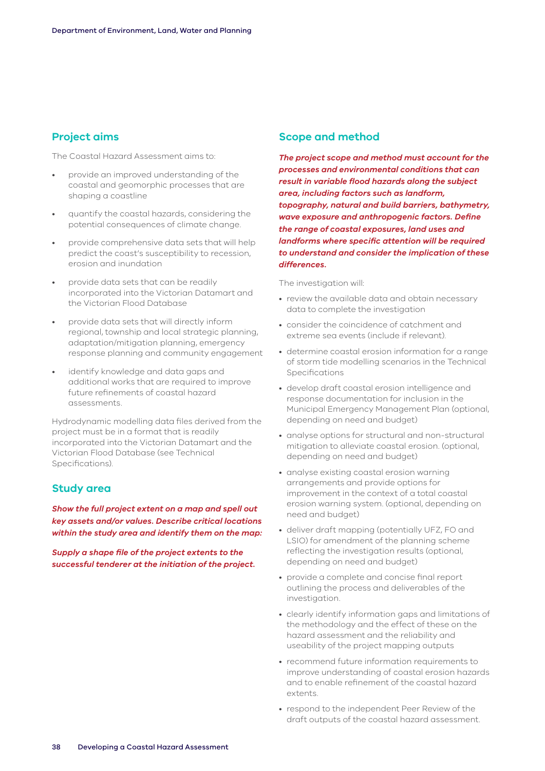## Project aims

The Coastal Hazard Assessment aims to:

- provide an improved understanding of the coastal and geomorphic processes that are shaping a coastline
- quantify the coastal hazards, considering the potential consequences of climate change.
- provide comprehensive data sets that will help predict the coast's susceptibility to recession, erosion and inundation
- provide data sets that can be readily incorporated into the Victorian Datamart and the Victorian Flood Database
- provide data sets that will directly inform regional, township and local strategic planning, adaptation/mitigation planning, emergency response planning and community engagement
- identify knowledge and data gaps and additional works that are required to improve future refinements of coastal hazard assessments.

Hydrodynamic modelling data files derived from the project must be in a format that is readily incorporated into the Victorian Datamart and the Victorian Flood Database (see Technical Specifications).

## Study area

***Show the full project extent on a map and spell out key assets and/or values. Describe critical locations within the study area and identify them on the map:***

***Supply a shape file of the project extents to the successful tenderer at the initiation of the project.***

## Scope and method

***The project scope and method must account for the processes and environmental conditions that can result in variable flood hazards along the subject area, including factors such as landform, topography, natural and build barriers, bathymetry, wave exposure and anthropogenic factors. Define the range of coastal exposures, land uses and landforms where specific attention will be required to understand and consider the implication of these differences.***

The investigation will:

- review the available data and obtain necessary data to complete the investigation
- consider the coincidence of catchment and extreme sea events (include if relevant).
- determine coastal erosion information for a range of storm tide modelling scenarios in the Technical Specifications
- develop draft coastal erosion intelligence and response documentation for inclusion in the Municipal Emergency Management Plan (optional, depending on need and budget)
- analyse options for structural and non-structural mitigation to alleviate coastal erosion. (optional, depending on need and budget)
- analyse existing coastal erosion warning arrangements and provide options for improvement in the context of a total coastal erosion warning system. (optional, depending on need and budget)
- deliver draft mapping (potentially UFZ, FO and LSIO) for amendment of the planning scheme reflecting the investigation results (optional, depending on need and budget)
- provide a complete and concise final report outlining the process and deliverables of the investigation.
- clearly identify information gaps and limitations of the methodology and the effect of these on the hazard assessment and the reliability and useability of the project mapping outputs
- recommend future information requirements to improve understanding of coastal erosion hazards and to enable refinement of the coastal hazard extents.
- respond to the independent Peer Review of the draft outputs of the coastal hazard assessment.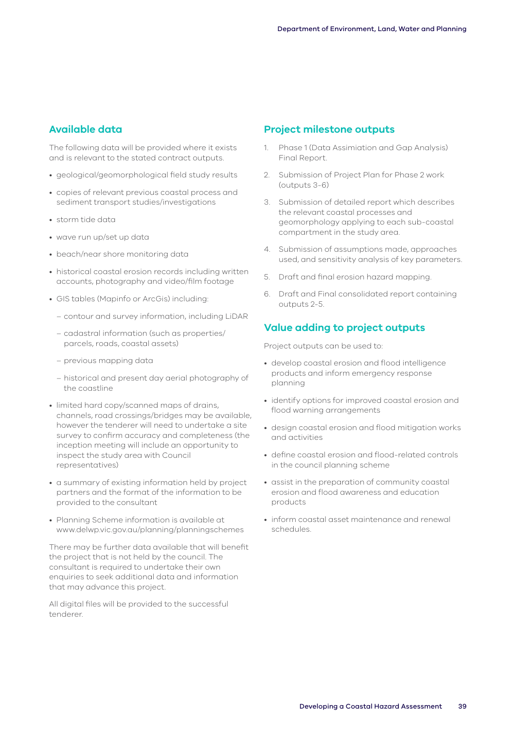## Available data

The following data will be provided where it exists and is relevant to the stated contract outputs.

- geological/geomorphological field study results
- copies of relevant previous coastal process and sediment transport studies/investigations
- storm tide data
- wave run up/set up data
- beach/near shore monitoring data
- historical coastal erosion records including written accounts, photography and video/film footage
- GIS tables (Mapinfo or ArcGis) including:
  - contour and survey information, including LiDAR
  - cadastral information (such as properties/ parcels, roads, coastal assets)
  - previous mapping data
  - historical and present day aerial photography of the coastline
- limited hard copy/scanned maps of drains, channels, road crossings/bridges may be available, however the tenderer will need to undertake a site survey to confirm accuracy and completeness (the inception meeting will include an opportunity to inspect the study area with Council representatives)
- a summary of existing information held by project partners and the format of the information to be provided to the consultant
- Planning Scheme information is available at www.delwp.vic.gov.au/planning/planningschemes

There may be further data available that will benefit the project that is not held by the council. The consultant is required to undertake their own enquiries to seek additional data and information that may advance this project.

All digital files will be provided to the successful tenderer.

## Project milestone outputs

1. Phase 1 (Data Assimiation and Gap Analysis) Final Report.
2. Submission of Project Plan for Phase 2 work (outputs 3-6)
3. Submission of detailed report which describes the relevant coastal processes and geomorphology applying to each sub-coastal compartment in the study area.
4. Submission of assumptions made, approaches used, and sensitivity analysis of key parameters.
5. Draft and final erosion hazard mapping.
6. Draft and Final consolidated report containing outputs 2-5.

## Value adding to project outputs

Project outputs can be used to:

- develop coastal erosion and flood intelligence products and inform emergency response planning
- identify options for improved coastal erosion and flood warning arrangements
- design coastal erosion and flood mitigation works and activities
- define coastal erosion and flood-related controls in the council planning scheme
- assist in the preparation of community coastal erosion and flood awareness and education products
- inform coastal asset maintenance and renewal schedules.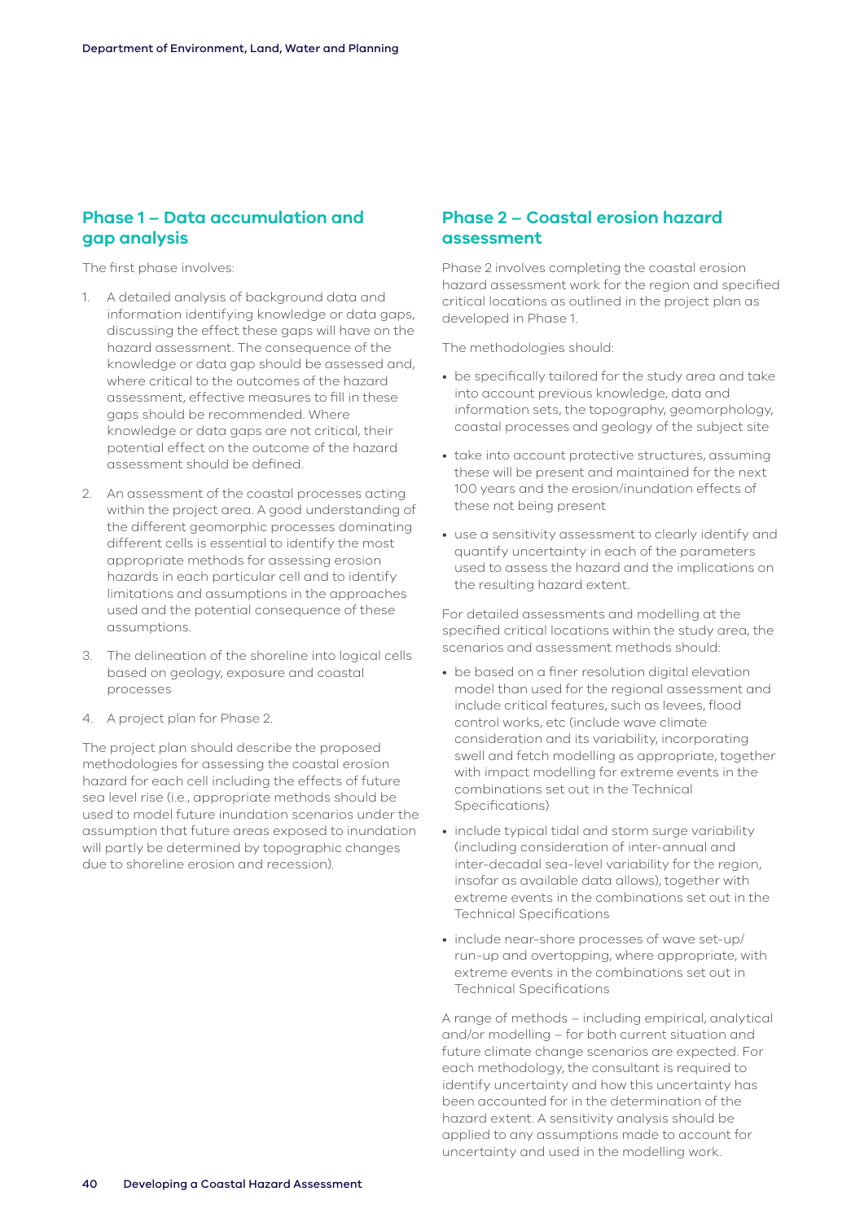## Phase 1 – Data accumulation and gap analysis

The first phase involves:

1. A detailed analysis of background data and information identifying knowledge or data gaps, discussing the effect these gaps will have on the hazard assessment. The consequence of the knowledge or data gap should be assessed and, where critical to the outcomes of the hazard assessment, effective measures to fill in these gaps should be recommended. Where knowledge or data gaps are not critical, their potential effect on the outcome of the hazard assessment should be defined.
2. An assessment of the coastal processes acting within the project area. A good understanding of the different geomorphic processes dominating different cells is essential to identify the most appropriate methods for assessing erosion hazards in each particular cell and to identify limitations and assumptions in the approaches used and the potential consequence of these assumptions.
3. The delineation of the shoreline into logical cells based on geology, exposure and coastal processes
4. A project plan for Phase 2.

The project plan should describe the proposed methodologies for assessing the coastal erosion hazard for each cell including the effects of future sea level rise (i.e., appropriate methods should be used to model future inundation scenarios under the assumption that future areas exposed to inundation will partly be determined by topographic changes due to shoreline erosion and recession).

## Phase 2 – Coastal erosion hazard assessment

Phase 2 involves completing the coastal erosion hazard assessment work for the region and specified critical locations as outlined in the project plan as developed in Phase 1.

The methodologies should:

- be specifically tailored for the study area and take into account previous knowledge, data and information sets, the topography, geomorphology, coastal processes and geology of the subject site
- take into account protective structures, assuming these will be present and maintained for the next 100 years and the erosion/inundation effects of these not being present
- use a sensitivity assessment to clearly identify and quantify uncertainty in each of the parameters used to assess the hazard and the implications on the resulting hazard extent.

For detailed assessments and modelling at the specified critical locations within the study area, the scenarios and assessment methods should:

- be based on a finer resolution digital elevation model than used for the regional assessment and include critical features, such as levees, flood control works, etc (include wave climate consideration and its variability, incorporating swell and fetch modelling as appropriate, together with impact modelling for extreme events in the combinations set out in the Technical Specifications)
- include typical tidal and storm surge variability (including consideration of inter-annual and inter-decadal sea-level variability for the region, insofar as available data allows), together with extreme events in the combinations set out in the Technical Specifications
- include near-shore processes of wave set-up/ run-up and overtopping, where appropriate, with extreme events in the combinations set out in Technical Specifications

A range of methods – including empirical, analytical and/or modelling – for both current situation and future climate change scenarios are expected. For each methodology, the consultant is required to identify uncertainty and how this uncertainty has been accounted for in the determination of the hazard extent. A sensitivity analysis should be applied to any assumptions made to account for uncertainty and used in the modelling work.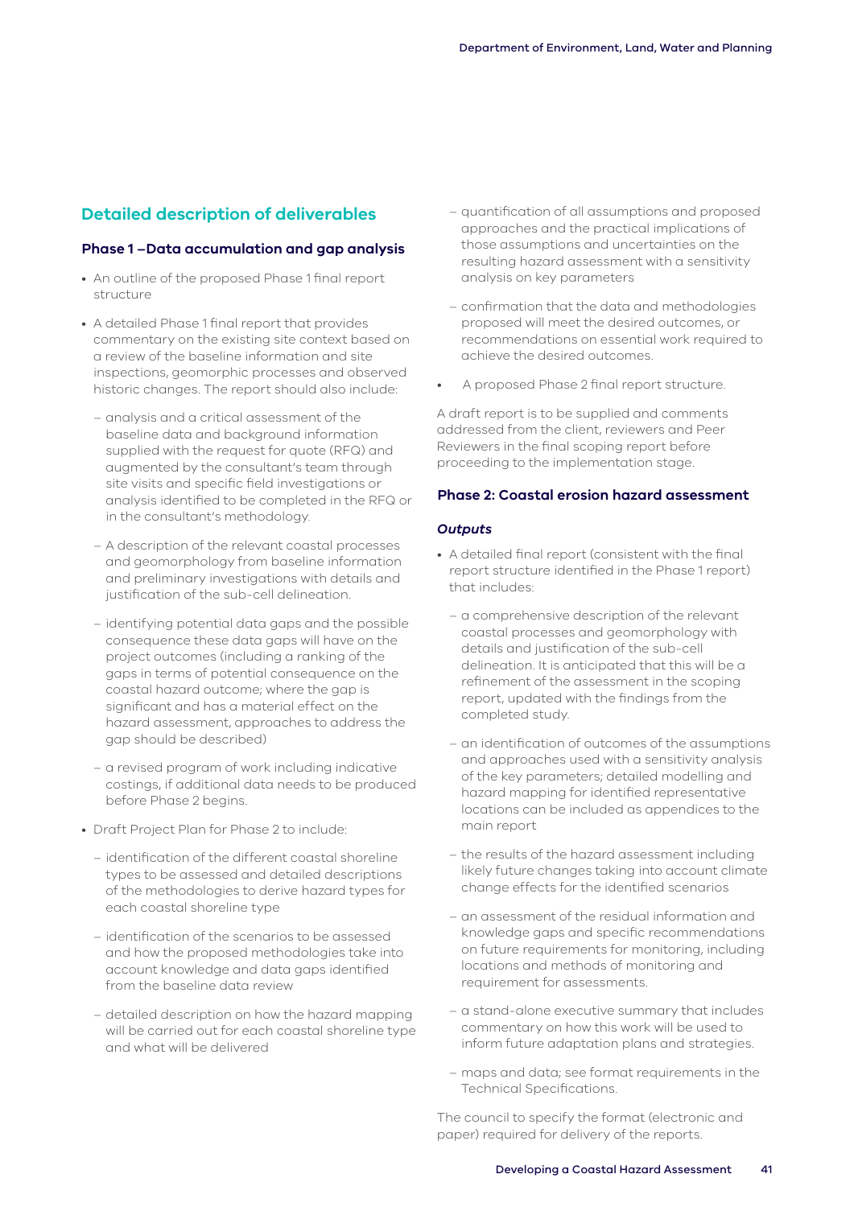## Detailed description of deliverables

### Phase 1 –Data accumulation and gap analysis

- An outline of the proposed Phase 1 final report structure
- A detailed Phase 1 final report that provides commentary on the existing site context based on a review of the baseline information and site inspections, geomorphic processes and observed historic changes. The report should also include:
  - analysis and a critical assessment of the baseline data and background information supplied with the request for quote (RFQ) and augmented by the consultant's team through site visits and specific field investigations or analysis identified to be completed in the RFQ or in the consultant's methodology.
  - A description of the relevant coastal processes and geomorphology from baseline information and preliminary investigations with details and justification of the sub-cell delineation.
  - identifying potential data gaps and the possible consequence these data gaps will have on the project outcomes (including a ranking of the gaps in terms of potential consequence on the coastal hazard outcome; where the gap is significant and has a material effect on the hazard assessment, approaches to address the gap should be described)
  - a revised program of work including indicative costings, if additional data needs to be produced before Phase 2 begins.
- Draft Project Plan for Phase 2 to include:
  - identification of the different coastal shoreline types to be assessed and detailed descriptions of the methodologies to derive hazard types for each coastal shoreline type
  - identification of the scenarios to be assessed and how the proposed methodologies take into account knowledge and data gaps identified from the baseline data review
  - detailed description on how the hazard mapping will be carried out for each coastal shoreline type and what will be delivered
  - quantification of all assumptions and proposed approaches and the practical implications of those assumptions and uncertainties on the resulting hazard assessment with a sensitivity analysis on key parameters
  - confirmation that the data and methodologies proposed will meet the desired outcomes, or recommendations on essential work required to achieve the desired outcomes.
- A proposed Phase 2 final report structure.

A draft report is to be supplied and comments addressed from the client, reviewers and Peer Reviewers in the final scoping report before proceeding to the implementation stage.

### Phase 2: Coastal erosion hazard assessment

#### *Outputs*

- A detailed final report (consistent with the final report structure identified in the Phase 1 report) that includes:
  - a comprehensive description of the relevant coastal processes and geomorphology with details and justification of the sub-cell delineation. It is anticipated that this will be a refinement of the assessment in the scoping report, updated with the findings from the completed study.
  - an identification of outcomes of the assumptions and approaches used with a sensitivity analysis of the key parameters; detailed modelling and hazard mapping for identified representative locations can be included as appendices to the main report
  - the results of the hazard assessment including likely future changes taking into account climate change effects for the identified scenarios
  - an assessment of the residual information and knowledge gaps and specific recommendations on future requirements for monitoring, including locations and methods of monitoring and requirement for assessments.
  - a stand-alone executive summary that includes commentary on how this work will be used to inform future adaptation plans and strategies.
  - maps and data; see format requirements in the Technical Specifications.

The council to specify the format (electronic and paper) required for delivery of the reports.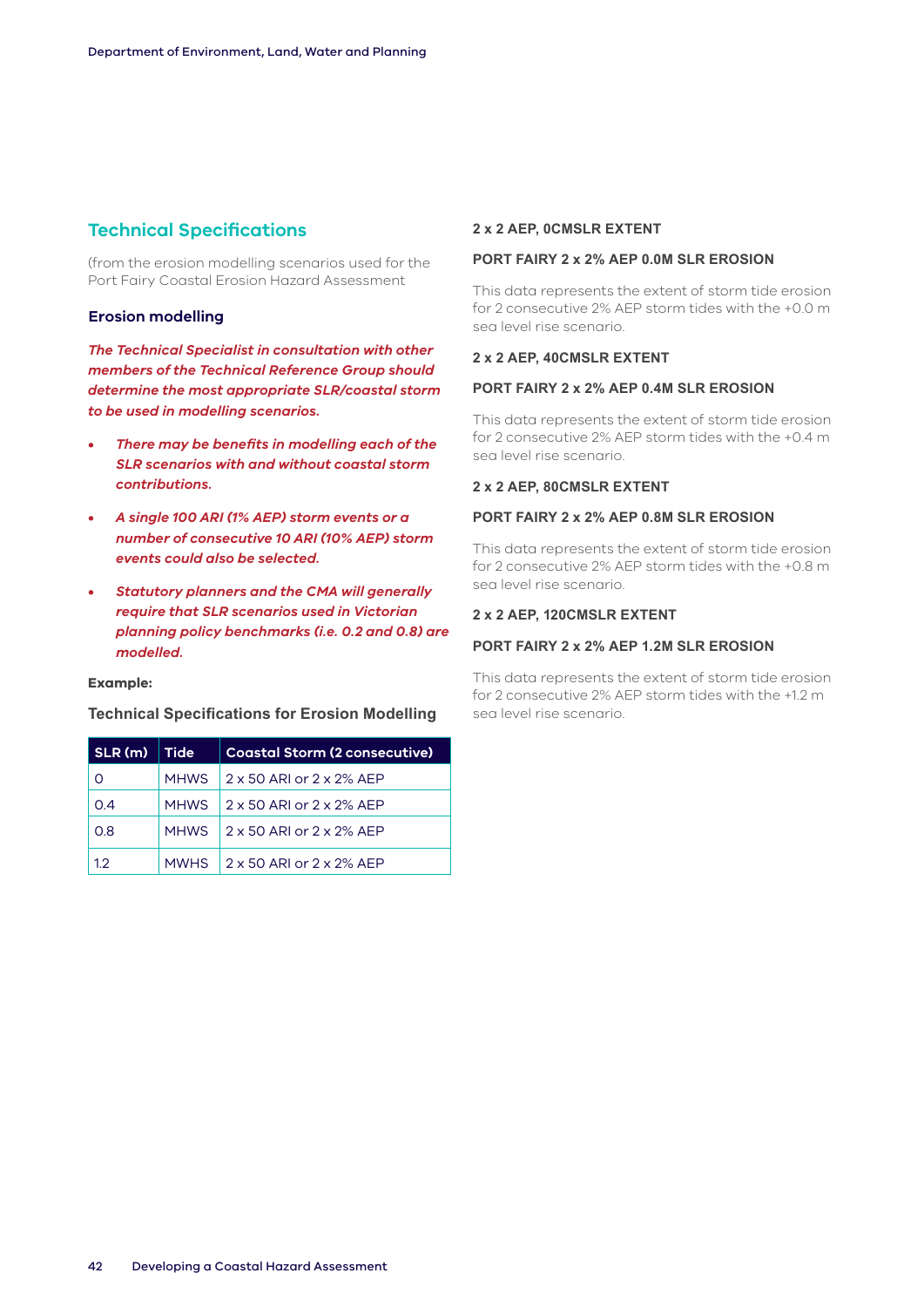## Technical Specifications

(from the erosion modelling scenarios used for the Port Fairy Coastal Erosion Hazard Assessment

### Erosion modelling

***The Technical Specialist in consultation with other members of the Technical Reference Group should determine the most appropriate SLR/coastal storm to be used in modelling scenarios.***

- ***There may be benefits in modelling each of the SLR scenarios with and without coastal storm contributions.***
- ***A single 100 ARI (1% AEP) storm events or a number of consecutive 10 ARI (10% AEP) storm events could also be selected.***
- ***Statutory planners and the CMA will generally require that SLR scenarios used in Victorian planning policy benchmarks (i.e. 0.2 and 0.8) are modelled.***

**Example:**

**Technical Specifications for Erosion Modelling**

| SLR (m) | Tide | Coastal Storm (2 consecutive) |
|---|---|---|
| 0 | MHWS | 2 x 50 ARI or 2 x 2% AEP |
| 0.4 | MHWS | 2 x 50 ARI or 2 x 2% AEP |
| 0.8 | MHWS | 2 x 50 ARI or 2 x 2% AEP |
| 1.2 | MWHS | 2 x 50 ARI or 2 x 2% AEP |

**2 x 2 AEP, 0CMSLR EXTENT**

**PORT FAIRY 2 x 2% AEP 0.0M SLR EROSION**

This data represents the extent of storm tide erosion for 2 consecutive 2% AEP storm tides with the +0.0 m sea level rise scenario.

**2 x 2 AEP, 40CMSLR EXTENT**

**PORT FAIRY 2 x 2% AEP 0.4M SLR EROSION**

This data represents the extent of storm tide erosion for 2 consecutive 2% AEP storm tides with the +0.4 m sea level rise scenario.

**2 x 2 AEP, 80CMSLR EXTENT**

**PORT FAIRY 2 x 2% AEP 0.8M SLR EROSION**

This data represents the extent of storm tide erosion for 2 consecutive 2% AEP storm tides with the +0.8 m sea level rise scenario.

**2 x 2 AEP, 120CMSLR EXTENT**

**PORT FAIRY 2 x 2% AEP 1.2M SLR EROSION**

This data represents the extent of storm tide erosion for 2 consecutive 2% AEP storm tides with the +1.2 m sea level rise scenario.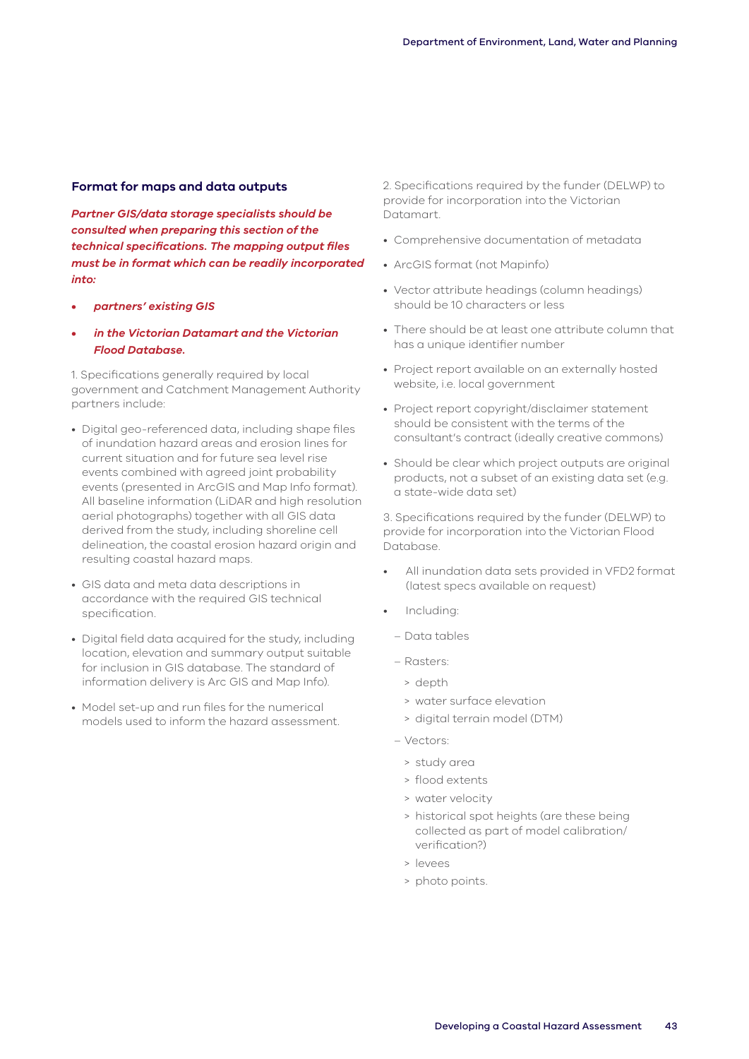### Format for maps and data outputs

***Partner GIS/data storage specialists should be consulted when preparing this section of the technical specifications. The mapping output files must be in format which can be readily incorporated into:***

- ***partners' existing GIS***
- ***in the Victorian Datamart and the Victorian Flood Database.***

1. Specifications generally required by local government and Catchment Management Authority partners include:

- Digital geo-referenced data, including shape files of inundation hazard areas and erosion lines for current situation and for future sea level rise events combined with agreed joint probability events (presented in ArcGIS and Map Info format). All baseline information (LiDAR and high resolution aerial photographs) together with all GIS data derived from the study, including shoreline cell delineation, the coastal erosion hazard origin and resulting coastal hazard maps.
- GIS data and meta data descriptions in accordance with the required GIS technical specification.
- Digital field data acquired for the study, including location, elevation and summary output suitable for inclusion in GIS database. The standard of information delivery is Arc GIS and Map Info).
- Model set-up and run files for the numerical models used to inform the hazard assessment.

2. Specifications required by the funder (DELWP) to provide for incorporation into the Victorian Datamart.

- Comprehensive documentation of metadata
- ArcGIS format (not Mapinfo)
- Vector attribute headings (column headings) should be 10 characters or less
- There should be at least one attribute column that has a unique identifier number
- Project report available on an externally hosted website, i.e. local government
- Project report copyright/disclaimer statement should be consistent with the terms of the consultant's contract (ideally creative commons)
- Should be clear which project outputs are original products, not a subset of an existing data set (e.g. a state-wide data set)

3. Specifications required by the funder (DELWP) to provide for incorporation into the Victorian Flood Database.

- All inundation data sets provided in VFD2 format (latest specs available on request)
- Including:
  - Data tables
  - Rasters:
    - depth
    - water surface elevation
    - digital terrain model (DTM)
  - Vectors:
    - study area
    - flood extents
    - water velocity
    - historical spot heights (are these being collected as part of model calibration/verification?)
    - levees
    - photo points.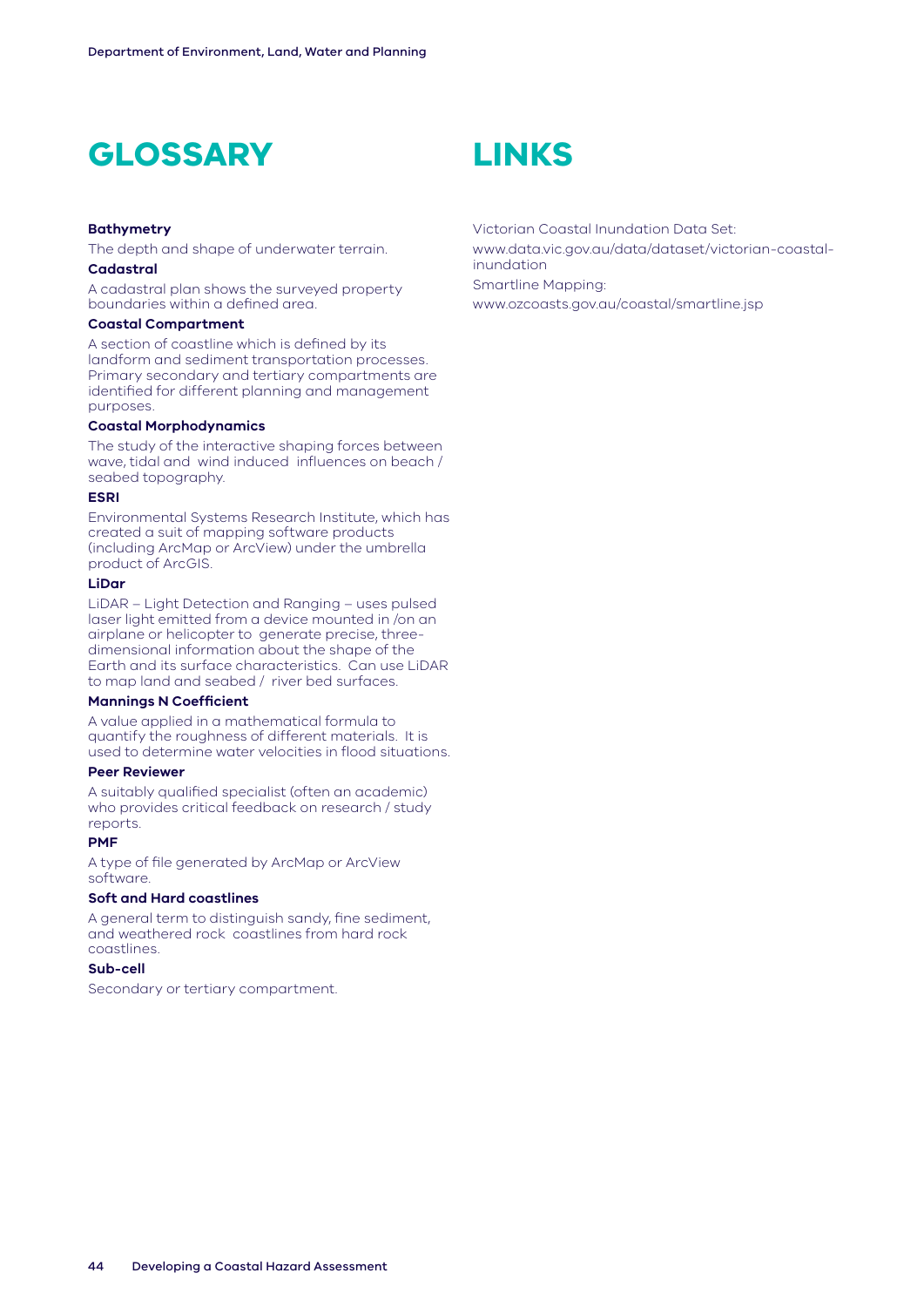# GLOSSARY

**Bathymetry**

The depth and shape of underwater terrain.

**Cadastral**

A cadastral plan shows the surveyed property boundaries within a defined area.

**Coastal Compartment**

A section of coastline which is defined by its landform and sediment transportation processes. Primary secondary and tertiary compartments are identified for different planning and management purposes.

**Coastal Morphodynamics**

The study of the interactive shaping forces between wave, tidal and wind induced influences on beach / seabed topography.

**ESRI**

Environmental Systems Research Institute, which has created a suit of mapping software products (including ArcMap or ArcView) under the umbrella product of ArcGIS.

**LiDar**

LiDAR – Light Detection and Ranging – uses pulsed laser light emitted from a device mounted in /on an airplane or helicopter to generate precise, three-dimensional information about the shape of the Earth and its surface characteristics. Can use LiDAR to map land and seabed / river bed surfaces.

**Mannings N Coefficient**

A value applied in a mathematical formula to quantify the roughness of different materials. It is used to determine water velocities in flood situations.

**Peer Reviewer**

A suitably qualified specialist (often an academic) who provides critical feedback on research / study reports.

**PMF**

A type of file generated by ArcMap or ArcView software.

**Soft and Hard coastlines**

A general term to distinguish sandy, fine sediment, and weathered rock coastlines from hard rock coastlines.

**Sub-cell**

Secondary or tertiary compartment.

# LINKS

Victorian Coastal Inundation Data Set:

www.data.vic.gov.au/data/dataset/victorian-coastal-inundation

Smartline Mapping:

www.ozcoasts.gov.au/coastal/smartline.jsp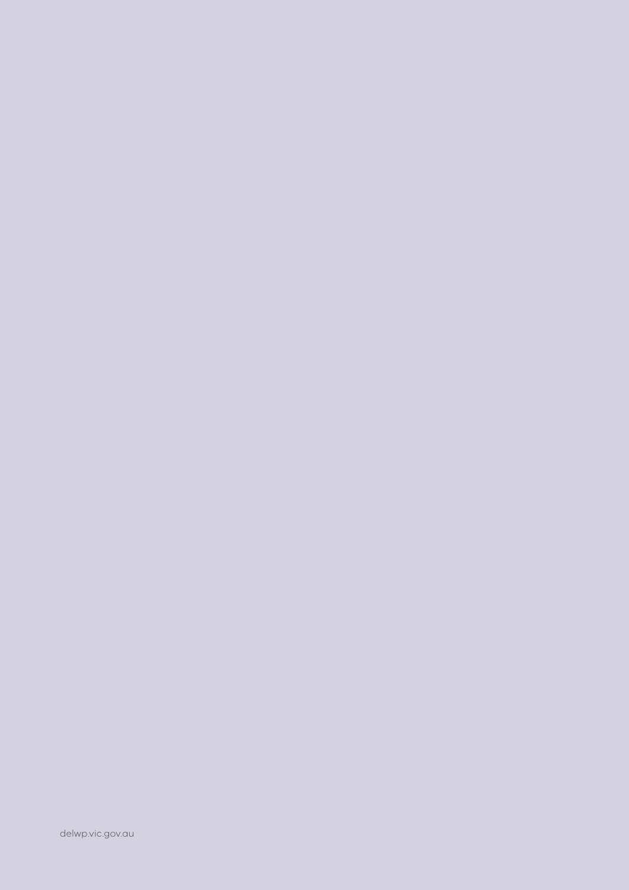delwp.vic.gov.au